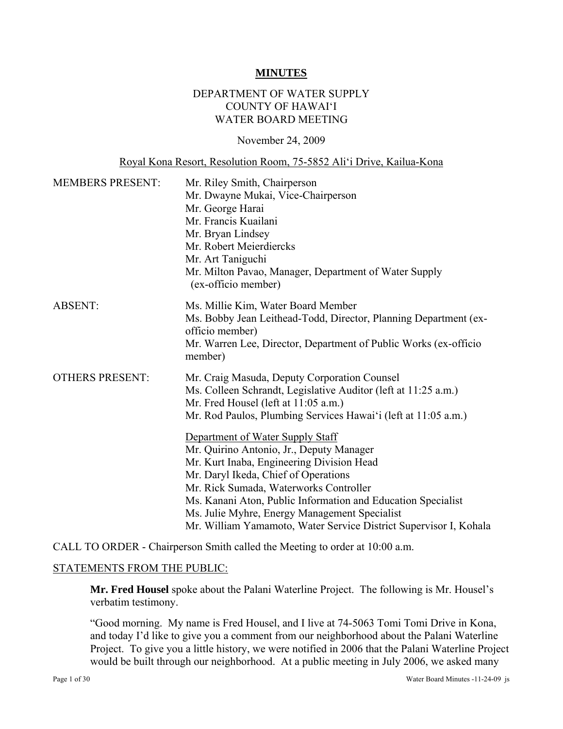# MINUTES

DEPARTMENT OF WATER SUPPLY
COUNTY OF HAWAI'I
WATER BOARD MEETING

November 24, 2009

Royal Kona Resort, Resolution Room, 75-5852 Ali'i Drive, Kailua-Kona

| | |
|---|---|
| MEMBERS PRESENT: | Mr. Riley Smith, Chairperson<br>Mr. Dwayne Mukai, Vice-Chairperson<br>Mr. George Harai<br>Mr. Francis Kuailani<br>Mr. Bryan Lindsey<br>Mr. Robert Meierdiercks<br>Mr. Art Taniguchi<br>Mr. Milton Pavao, Manager, Department of Water Supply (ex-officio member) |
| ABSENT: | Ms. Millie Kim, Water Board Member<br>Ms. Bobby Jean Leithead-Todd, Director, Planning Department (ex-officio member)<br>Mr. Warren Lee, Director, Department of Public Works (ex-officio member) |
| OTHERS PRESENT: | Mr. Craig Masuda, Deputy Corporation Counsel<br>Ms. Colleen Schrandt, Legislative Auditor (left at 11:25 a.m.)<br>Mr. Fred Housel (left at 11:05 a.m.)<br>Mr. Rod Paulos, Plumbing Services Hawai'i (left at 11:05 a.m.)<br><br>Department of Water Supply Staff<br>Mr. Quirino Antonio, Jr., Deputy Manager<br>Mr. Kurt Inaba, Engineering Division Head<br>Mr. Daryl Ikeda, Chief of Operations<br>Mr. Rick Sumada, Waterworks Controller<br>Ms. Kanani Aton, Public Information and Education Specialist<br>Ms. Julie Myhre, Energy Management Specialist<br>Mr. William Yamamoto, Water Service District Supervisor I, Kohala |

CALL TO ORDER - Chairperson Smith called the Meeting to order at 10:00 a.m.

STATEMENTS FROM THE PUBLIC:

**Mr. Fred Housel** spoke about the Palani Waterline Project. The following is Mr. Housel's verbatim testimony.

"Good morning. My name is Fred Housel, and I live at 74-5063 Tomi Tomi Drive in Kona, and today I'd like to give you a comment from our neighborhood about the Palani Waterline Project. To give you a little history, we were notified in 2006 that the Palani Waterline Project would be built through our neighborhood. At a public meeting in July 2006, we asked many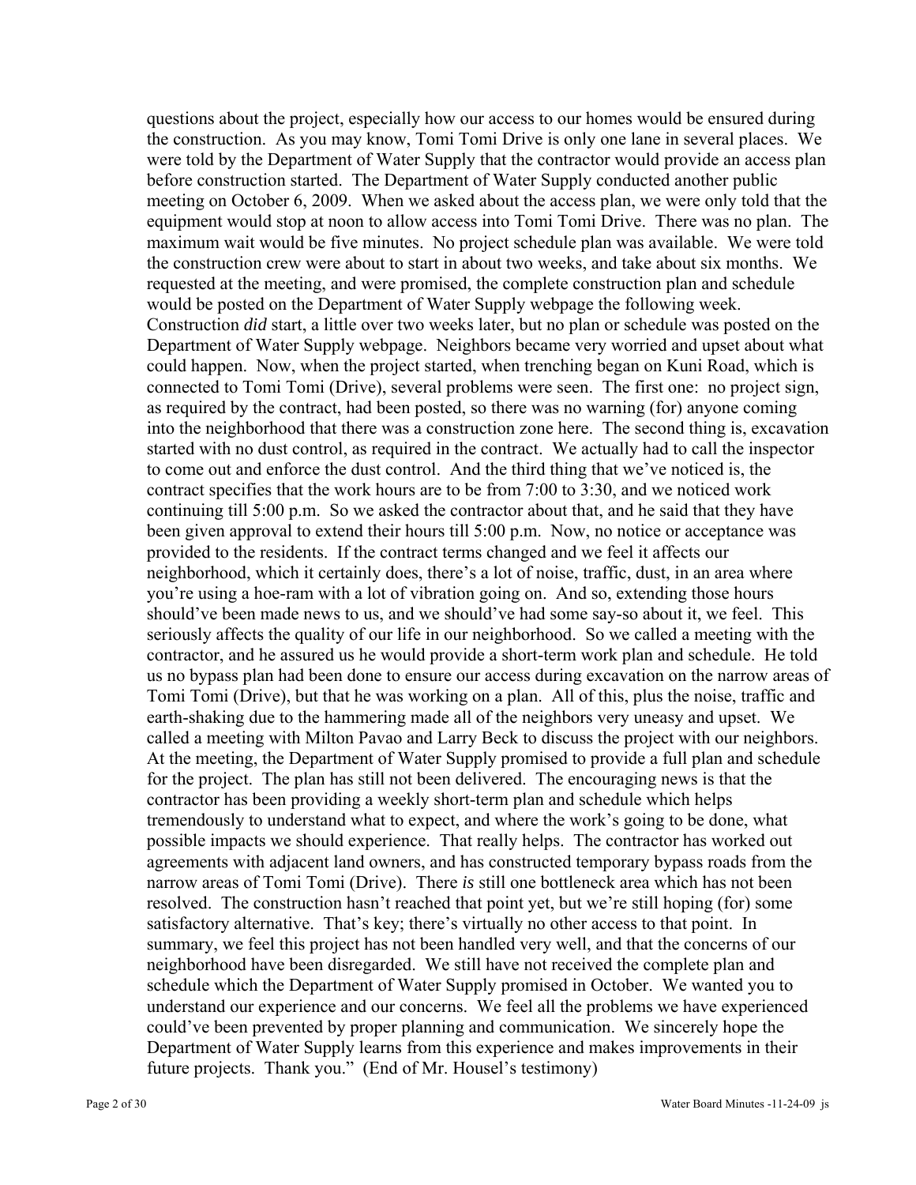questions about the project, especially how our access to our homes would be ensured during the construction. As you may know, Tomi Tomi Drive is only one lane in several places. We were told by the Department of Water Supply that the contractor would provide an access plan before construction started. The Department of Water Supply conducted another public meeting on October 6, 2009. When we asked about the access plan, we were only told that the equipment would stop at noon to allow access into Tomi Tomi Drive. There was no plan. The maximum wait would be five minutes. No project schedule plan was available. We were told the construction crew were about to start in about two weeks, and take about six months. We requested at the meeting, and were promised, the complete construction plan and schedule would be posted on the Department of Water Supply webpage the following week. Construction *did* start, a little over two weeks later, but no plan or schedule was posted on the Department of Water Supply webpage. Neighbors became very worried and upset about what could happen. Now, when the project started, when trenching began on Kuni Road, which is connected to Tomi Tomi (Drive), several problems were seen. The first one: no project sign, as required by the contract, had been posted, so there was no warning (for) anyone coming into the neighborhood that there was a construction zone here. The second thing is, excavation started with no dust control, as required in the contract. We actually had to call the inspector to come out and enforce the dust control. And the third thing that we've noticed is, the contract specifies that the work hours are to be from 7:00 to 3:30, and we noticed work continuing till 5:00 p.m. So we asked the contractor about that, and he said that they have been given approval to extend their hours till 5:00 p.m. Now, no notice or acceptance was provided to the residents. If the contract terms changed and we feel it affects our neighborhood, which it certainly does, there's a lot of noise, traffic, dust, in an area where you're using a hoe-ram with a lot of vibration going on. And so, extending those hours should've been made news to us, and we should've had some say-so about it, we feel. This seriously affects the quality of our life in our neighborhood. So we called a meeting with the contractor, and he assured us he would provide a short-term work plan and schedule. He told us no bypass plan had been done to ensure our access during excavation on the narrow areas of Tomi Tomi (Drive), but that he was working on a plan. All of this, plus the noise, traffic and earth-shaking due to the hammering made all of the neighbors very uneasy and upset. We called a meeting with Milton Pavao and Larry Beck to discuss the project with our neighbors. At the meeting, the Department of Water Supply promised to provide a full plan and schedule for the project. The plan has still not been delivered. The encouraging news is that the contractor has been providing a weekly short-term plan and schedule which helps tremendously to understand what to expect, and where the work's going to be done, what possible impacts we should experience. That really helps. The contractor has worked out agreements with adjacent land owners, and has constructed temporary bypass roads from the narrow areas of Tomi Tomi (Drive). There *is* still one bottleneck area which has not been resolved. The construction hasn't reached that point yet, but we're still hoping (for) some satisfactory alternative. That's key; there's virtually no other access to that point. In summary, we feel this project has not been handled very well, and that the concerns of our neighborhood have been disregarded. We still have not received the complete plan and schedule which the Department of Water Supply promised in October. We wanted you to understand our experience and our concerns. We feel all the problems we have experienced could've been prevented by proper planning and communication. We sincerely hope the Department of Water Supply learns from this experience and makes improvements in their future projects. Thank you." (End of Mr. Housel's testimony)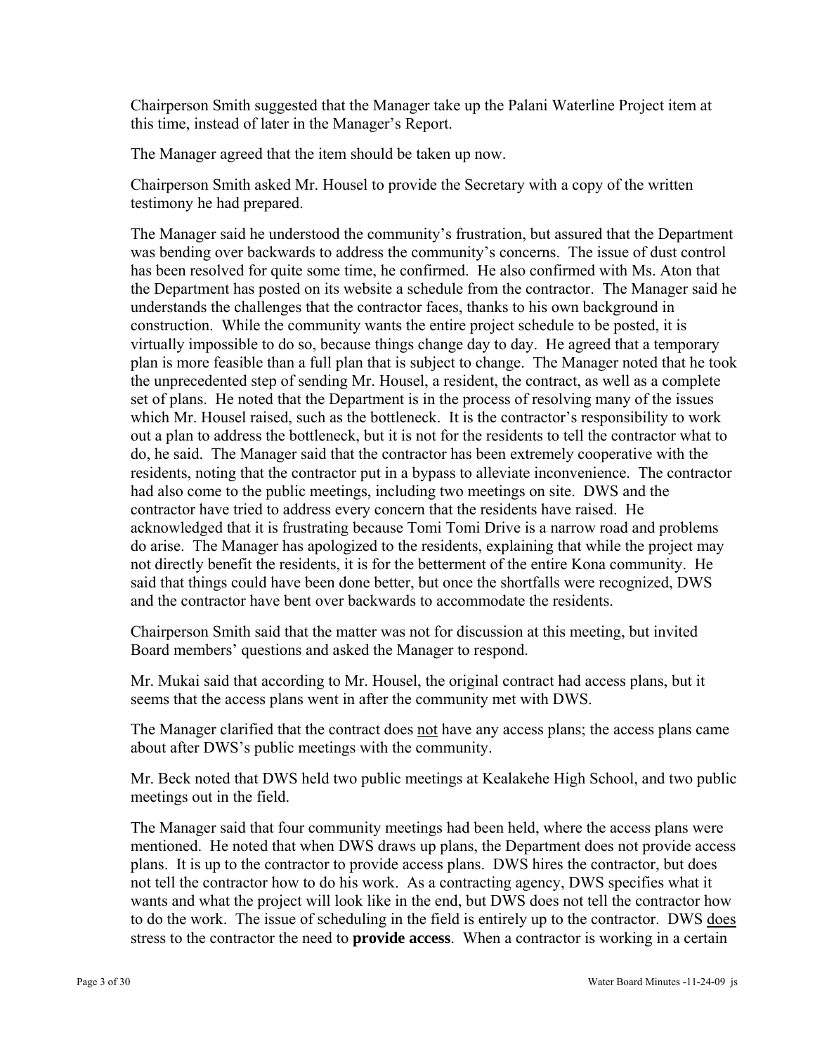Chairperson Smith suggested that the Manager take up the Palani Waterline Project item at this time, instead of later in the Manager's Report.

The Manager agreed that the item should be taken up now.

Chairperson Smith asked Mr. Housel to provide the Secretary with a copy of the written testimony he had prepared.

The Manager said he understood the community's frustration, but assured that the Department was bending over backwards to address the community's concerns. The issue of dust control has been resolved for quite some time, he confirmed. He also confirmed with Ms. Aton that the Department has posted on its website a schedule from the contractor. The Manager said he understands the challenges that the contractor faces, thanks to his own background in construction. While the community wants the entire project schedule to be posted, it is virtually impossible to do so, because things change day to day. He agreed that a temporary plan is more feasible than a full plan that is subject to change. The Manager noted that he took the unprecedented step of sending Mr. Housel, a resident, the contract, as well as a complete set of plans. He noted that the Department is in the process of resolving many of the issues which Mr. Housel raised, such as the bottleneck. It is the contractor's responsibility to work out a plan to address the bottleneck, but it is not for the residents to tell the contractor what to do, he said. The Manager said that the contractor has been extremely cooperative with the residents, noting that the contractor put in a bypass to alleviate inconvenience. The contractor had also come to the public meetings, including two meetings on site. DWS and the contractor have tried to address every concern that the residents have raised. He acknowledged that it is frustrating because Tomi Tomi Drive is a narrow road and problems do arise. The Manager has apologized to the residents, explaining that while the project may not directly benefit the residents, it is for the betterment of the entire Kona community. He said that things could have been done better, but once the shortfalls were recognized, DWS and the contractor have bent over backwards to accommodate the residents.

Chairperson Smith said that the matter was not for discussion at this meeting, but invited Board members' questions and asked the Manager to respond.

Mr. Mukai said that according to Mr. Housel, the original contract had access plans, but it seems that the access plans went in after the community met with DWS.

The Manager clarified that the contract does <u>not</u> have any access plans; the access plans came about after DWS's public meetings with the community.

Mr. Beck noted that DWS held two public meetings at Kealakehe High School, and two public meetings out in the field.

The Manager said that four community meetings had been held, where the access plans were mentioned. He noted that when DWS draws up plans, the Department does not provide access plans. It is up to the contractor to provide access plans. DWS hires the contractor, but does not tell the contractor how to do his work. As a contracting agency, DWS specifies what it wants and what the project will look like in the end, but DWS does not tell the contractor how to do the work. The issue of scheduling in the field is entirely up to the contractor. DWS <u>does</u> stress to the contractor the need to **provide access**. When a contractor is working in a certain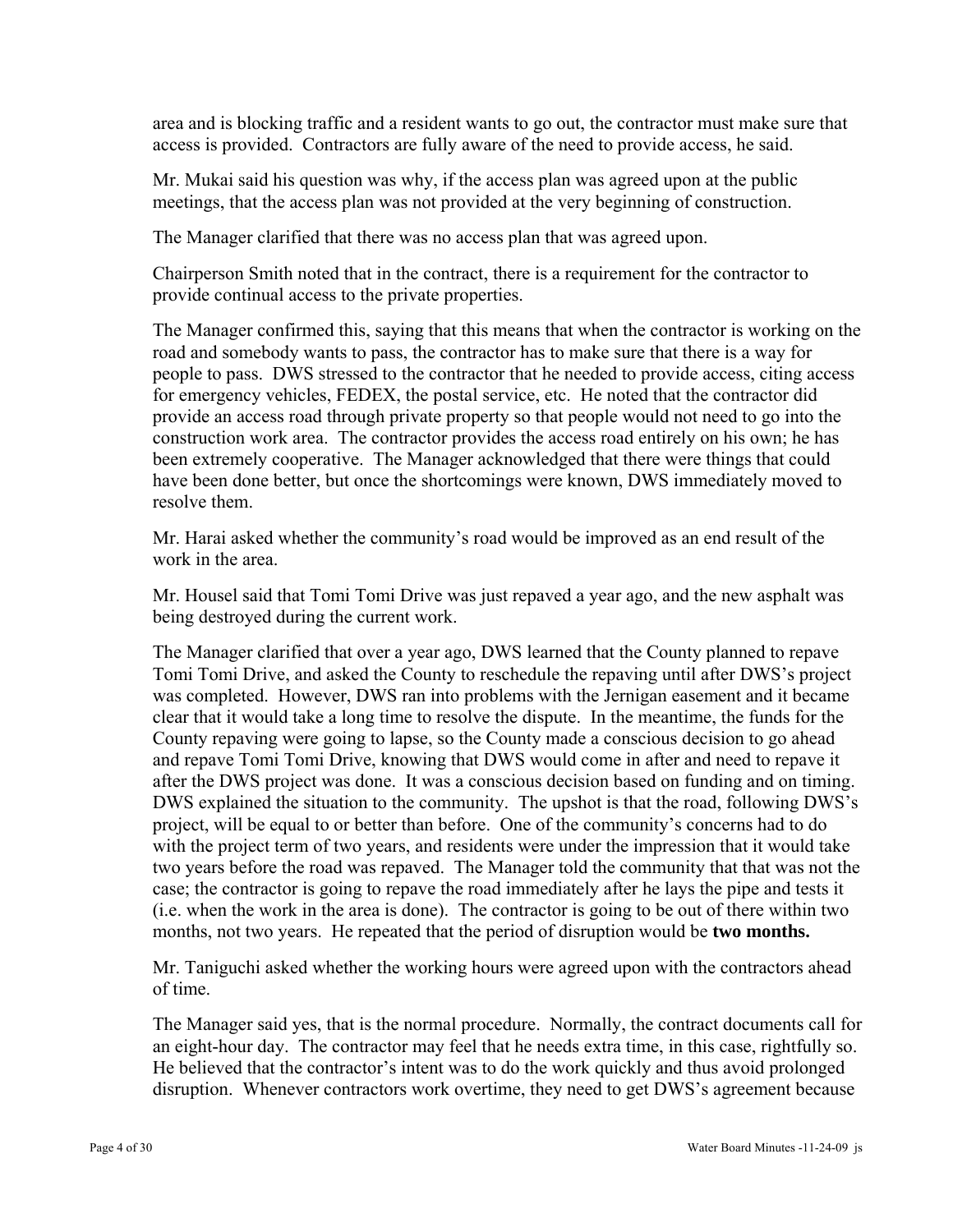area and is blocking traffic and a resident wants to go out, the contractor must make sure that access is provided. Contractors are fully aware of the need to provide access, he said.

Mr. Mukai said his question was why, if the access plan was agreed upon at the public meetings, that the access plan was not provided at the very beginning of construction.

The Manager clarified that there was no access plan that was agreed upon.

Chairperson Smith noted that in the contract, there is a requirement for the contractor to provide continual access to the private properties.

The Manager confirmed this, saying that this means that when the contractor is working on the road and somebody wants to pass, the contractor has to make sure that there is a way for people to pass. DWS stressed to the contractor that he needed to provide access, citing access for emergency vehicles, FEDEX, the postal service, etc. He noted that the contractor did provide an access road through private property so that people would not need to go into the construction work area. The contractor provides the access road entirely on his own; he has been extremely cooperative. The Manager acknowledged that there were things that could have been done better, but once the shortcomings were known, DWS immediately moved to resolve them.

Mr. Harai asked whether the community's road would be improved as an end result of the work in the area.

Mr. Housel said that Tomi Tomi Drive was just repaved a year ago, and the new asphalt was being destroyed during the current work.

The Manager clarified that over a year ago, DWS learned that the County planned to repave Tomi Tomi Drive, and asked the County to reschedule the repaving until after DWS's project was completed. However, DWS ran into problems with the Jernigan easement and it became clear that it would take a long time to resolve the dispute. In the meantime, the funds for the County repaving were going to lapse, so the County made a conscious decision to go ahead and repave Tomi Tomi Drive, knowing that DWS would come in after and need to repave it after the DWS project was done. It was a conscious decision based on funding and on timing. DWS explained the situation to the community. The upshot is that the road, following DWS's project, will be equal to or better than before. One of the community's concerns had to do with the project term of two years, and residents were under the impression that it would take two years before the road was repaved. The Manager told the community that that was not the case; the contractor is going to repave the road immediately after he lays the pipe and tests it (i.e. when the work in the area is done). The contractor is going to be out of there within two months, not two years. He repeated that the period of disruption would be **two months.**

Mr. Taniguchi asked whether the working hours were agreed upon with the contractors ahead of time.

The Manager said yes, that is the normal procedure. Normally, the contract documents call for an eight-hour day. The contractor may feel that he needs extra time, in this case, rightfully so. He believed that the contractor's intent was to do the work quickly and thus avoid prolonged disruption. Whenever contractors work overtime, they need to get DWS's agreement because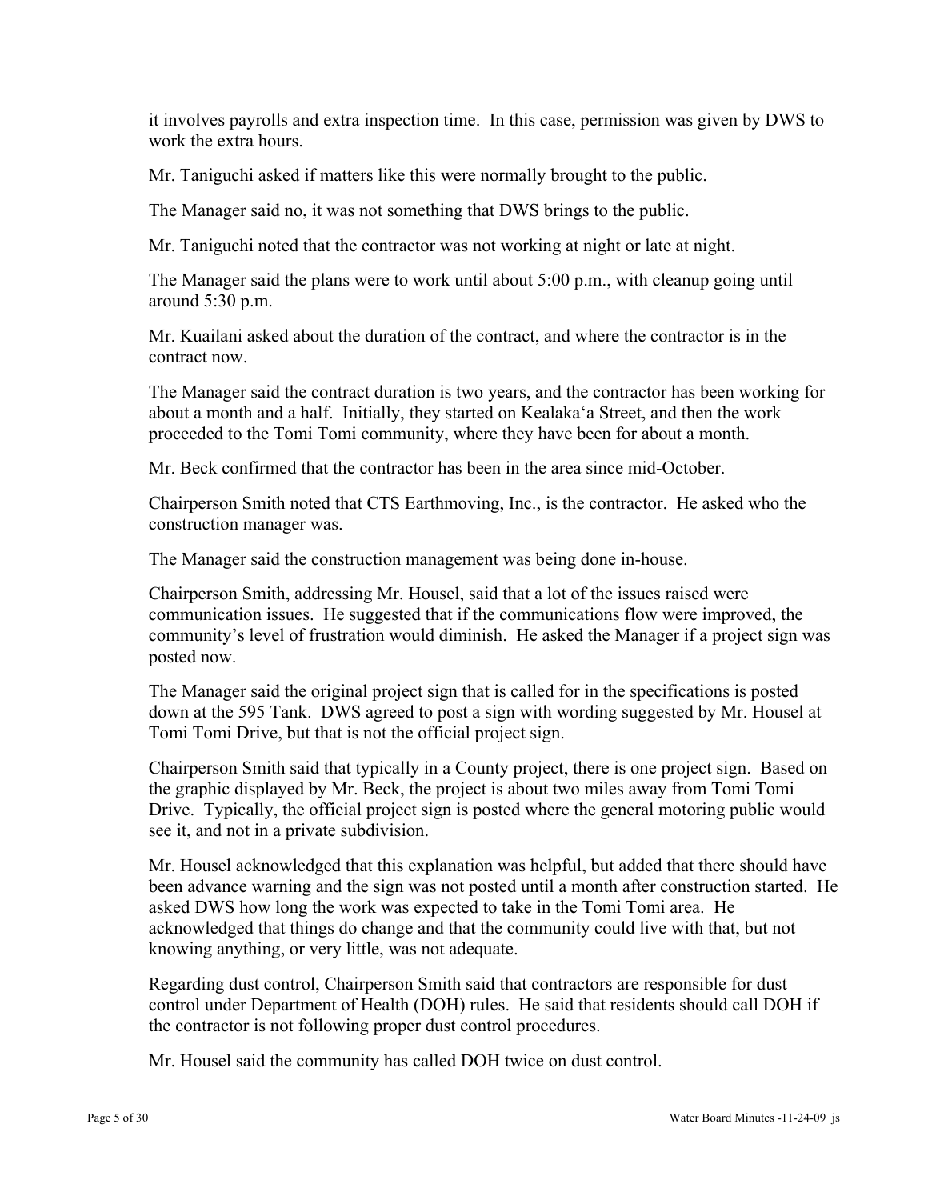it involves payrolls and extra inspection time. In this case, permission was given by DWS to work the extra hours.

Mr. Taniguchi asked if matters like this were normally brought to the public.

The Manager said no, it was not something that DWS brings to the public.

Mr. Taniguchi noted that the contractor was not working at night or late at night.

The Manager said the plans were to work until about 5:00 p.m., with cleanup going until around 5:30 p.m.

Mr. Kuailani asked about the duration of the contract, and where the contractor is in the contract now.

The Manager said the contract duration is two years, and the contractor has been working for about a month and a half. Initially, they started on Kealaka'a Street, and then the work proceeded to the Tomi Tomi community, where they have been for about a month.

Mr. Beck confirmed that the contractor has been in the area since mid-October.

Chairperson Smith noted that CTS Earthmoving, Inc., is the contractor. He asked who the construction manager was.

The Manager said the construction management was being done in-house.

Chairperson Smith, addressing Mr. Housel, said that a lot of the issues raised were communication issues. He suggested that if the communications flow were improved, the community's level of frustration would diminish. He asked the Manager if a project sign was posted now.

The Manager said the original project sign that is called for in the specifications is posted down at the 595 Tank. DWS agreed to post a sign with wording suggested by Mr. Housel at Tomi Tomi Drive, but that is not the official project sign.

Chairperson Smith said that typically in a County project, there is one project sign. Based on the graphic displayed by Mr. Beck, the project is about two miles away from Tomi Tomi Drive. Typically, the official project sign is posted where the general motoring public would see it, and not in a private subdivision.

Mr. Housel acknowledged that this explanation was helpful, but added that there should have been advance warning and the sign was not posted until a month after construction started. He asked DWS how long the work was expected to take in the Tomi Tomi area. He acknowledged that things do change and that the community could live with that, but not knowing anything, or very little, was not adequate.

Regarding dust control, Chairperson Smith said that contractors are responsible for dust control under Department of Health (DOH) rules. He said that residents should call DOH if the contractor is not following proper dust control procedures.

Mr. Housel said the community has called DOH twice on dust control.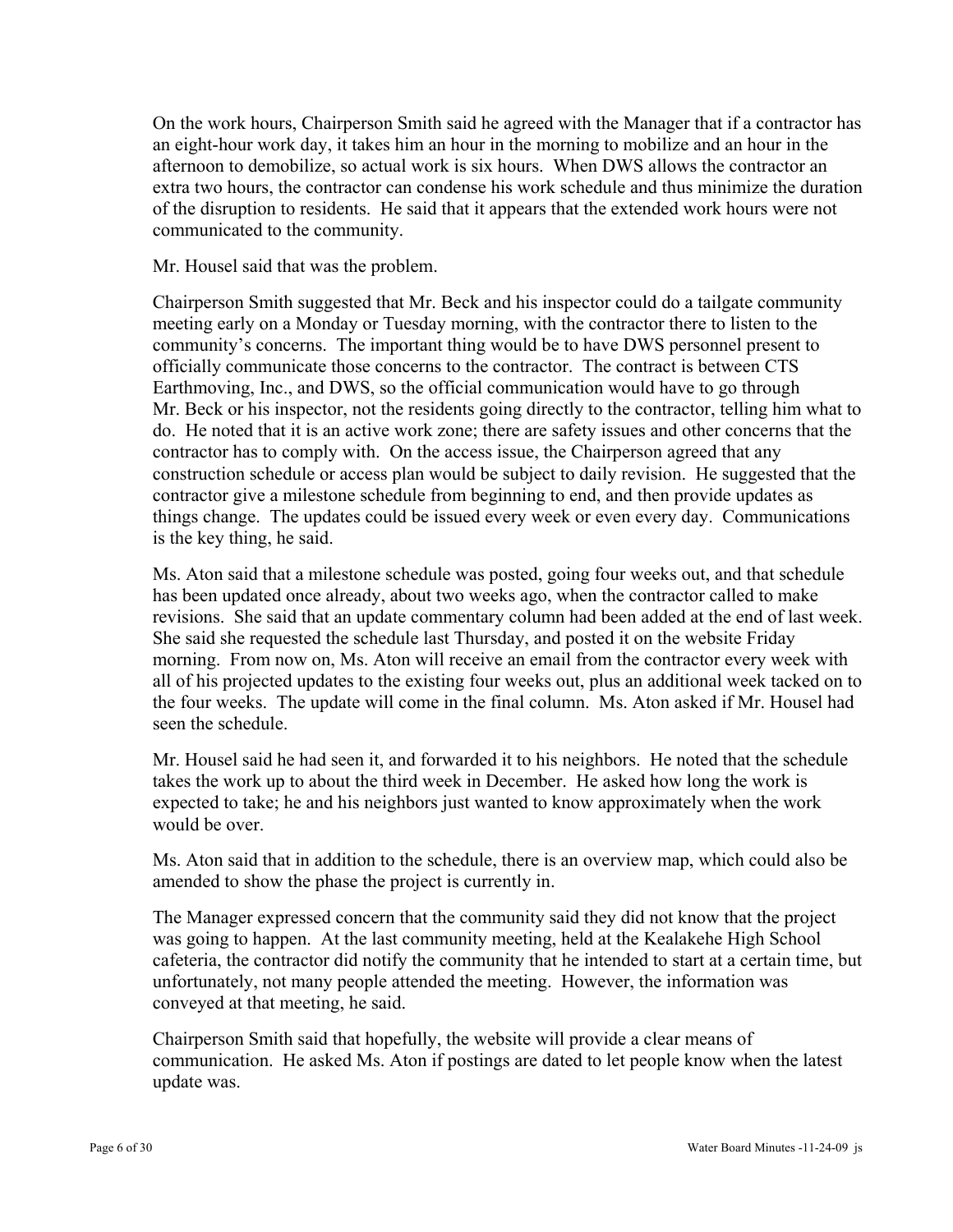On the work hours, Chairperson Smith said he agreed with the Manager that if a contractor has an eight-hour work day, it takes him an hour in the morning to mobilize and an hour in the afternoon to demobilize, so actual work is six hours. When DWS allows the contractor an extra two hours, the contractor can condense his work schedule and thus minimize the duration of the disruption to residents. He said that it appears that the extended work hours were not communicated to the community.

Mr. Housel said that was the problem.

Chairperson Smith suggested that Mr. Beck and his inspector could do a tailgate community meeting early on a Monday or Tuesday morning, with the contractor there to listen to the community's concerns. The important thing would be to have DWS personnel present to officially communicate those concerns to the contractor. The contract is between CTS Earthmoving, Inc., and DWS, so the official communication would have to go through Mr. Beck or his inspector, not the residents going directly to the contractor, telling him what to do. He noted that it is an active work zone; there are safety issues and other concerns that the contractor has to comply with. On the access issue, the Chairperson agreed that any construction schedule or access plan would be subject to daily revision. He suggested that the contractor give a milestone schedule from beginning to end, and then provide updates as things change. The updates could be issued every week or even every day. Communications is the key thing, he said.

Ms. Aton said that a milestone schedule was posted, going four weeks out, and that schedule has been updated once already, about two weeks ago, when the contractor called to make revisions. She said that an update commentary column had been added at the end of last week. She said she requested the schedule last Thursday, and posted it on the website Friday morning. From now on, Ms. Aton will receive an email from the contractor every week with all of his projected updates to the existing four weeks out, plus an additional week tacked on to the four weeks. The update will come in the final column. Ms. Aton asked if Mr. Housel had seen the schedule.

Mr. Housel said he had seen it, and forwarded it to his neighbors. He noted that the schedule takes the work up to about the third week in December. He asked how long the work is expected to take; he and his neighbors just wanted to know approximately when the work would be over.

Ms. Aton said that in addition to the schedule, there is an overview map, which could also be amended to show the phase the project is currently in.

The Manager expressed concern that the community said they did not know that the project was going to happen. At the last community meeting, held at the Kealakehe High School cafeteria, the contractor did notify the community that he intended to start at a certain time, but unfortunately, not many people attended the meeting. However, the information was conveyed at that meeting, he said.

Chairperson Smith said that hopefully, the website will provide a clear means of communication. He asked Ms. Aton if postings are dated to let people know when the latest update was.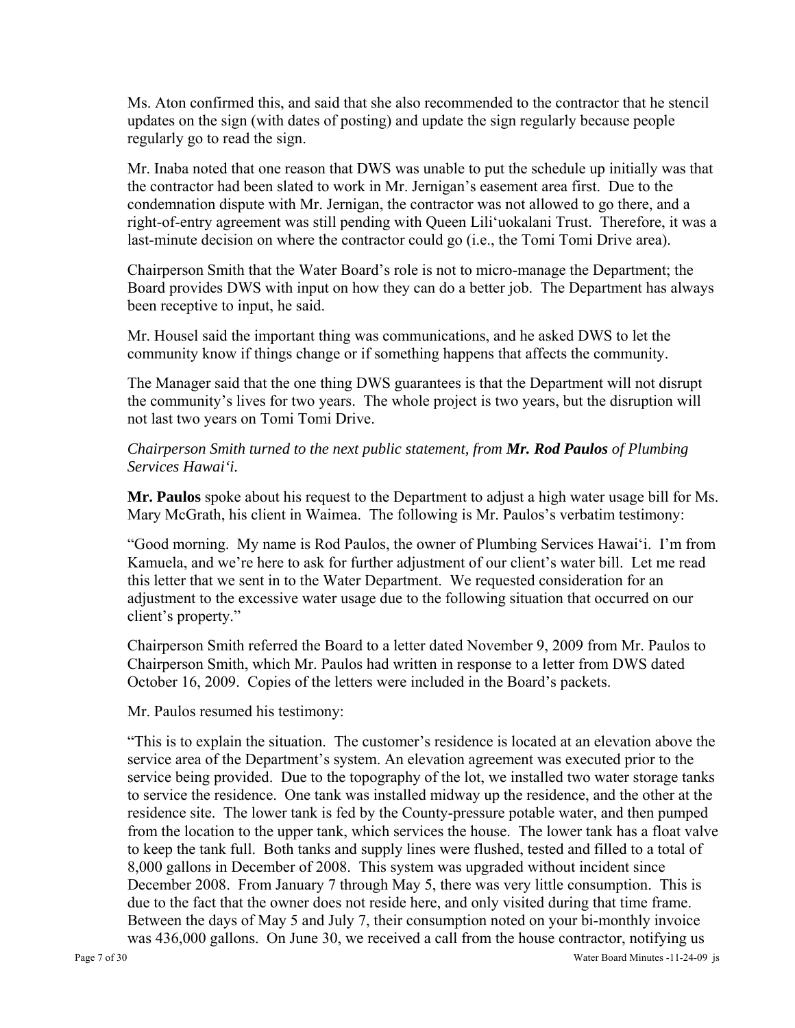Ms. Aton confirmed this, and said that she also recommended to the contractor that he stencil updates on the sign (with dates of posting) and update the sign regularly because people regularly go to read the sign.

Mr. Inaba noted that one reason that DWS was unable to put the schedule up initially was that the contractor had been slated to work in Mr. Jernigan's easement area first. Due to the condemnation dispute with Mr. Jernigan, the contractor was not allowed to go there, and a right-of-entry agreement was still pending with Queen Lili'uokalani Trust. Therefore, it was a last-minute decision on where the contractor could go (i.e., the Tomi Tomi Drive area).

Chairperson Smith that the Water Board's role is not to micro-manage the Department; the Board provides DWS with input on how they can do a better job. The Department has always been receptive to input, he said.

Mr. Housel said the important thing was communications, and he asked DWS to let the community know if things change or if something happens that affects the community.

The Manager said that the one thing DWS guarantees is that the Department will not disrupt the community's lives for two years. The whole project is two years, but the disruption will not last two years on Tomi Tomi Drive.

*Chairperson Smith turned to the next public statement, from **Mr. Rod Paulos** of Plumbing Services Hawai'i.*

**Mr. Paulos** spoke about his request to the Department to adjust a high water usage bill for Ms. Mary McGrath, his client in Waimea. The following is Mr. Paulos's verbatim testimony:

"Good morning. My name is Rod Paulos, the owner of Plumbing Services Hawai'i. I'm from Kamuela, and we're here to ask for further adjustment of our client's water bill. Let me read this letter that we sent in to the Water Department. We requested consideration for an adjustment to the excessive water usage due to the following situation that occurred on our client's property."

Chairperson Smith referred the Board to a letter dated November 9, 2009 from Mr. Paulos to Chairperson Smith, which Mr. Paulos had written in response to a letter from DWS dated October 16, 2009. Copies of the letters were included in the Board's packets.

Mr. Paulos resumed his testimony:

"This is to explain the situation. The customer's residence is located at an elevation above the service area of the Department's system. An elevation agreement was executed prior to the service being provided. Due to the topography of the lot, we installed two water storage tanks to service the residence. One tank was installed midway up the residence, and the other at the residence site. The lower tank is fed by the County-pressure potable water, and then pumped from the location to the upper tank, which services the house. The lower tank has a float valve to keep the tank full. Both tanks and supply lines were flushed, tested and filled to a total of 8,000 gallons in December of 2008. This system was upgraded without incident since December 2008. From January 7 through May 5, there was very little consumption. This is due to the fact that the owner does not reside here, and only visited during that time frame. Between the days of May 5 and July 7, their consumption noted on your bi-monthly invoice was 436,000 gallons. On June 30, we received a call from the house contractor, notifying us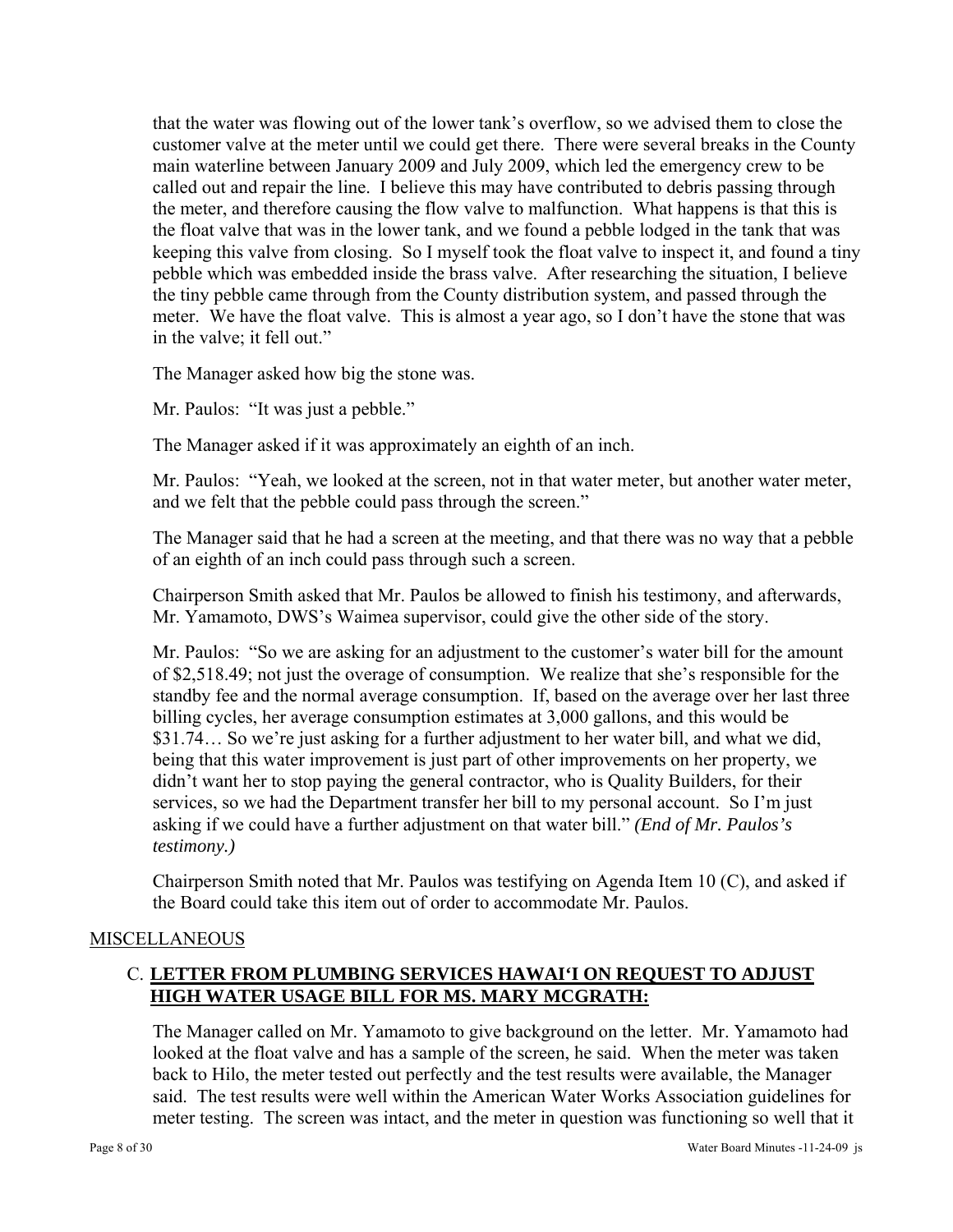that the water was flowing out of the lower tank's overflow, so we advised them to close the customer valve at the meter until we could get there. There were several breaks in the County main waterline between January 2009 and July 2009, which led the emergency crew to be called out and repair the line. I believe this may have contributed to debris passing through the meter, and therefore causing the flow valve to malfunction. What happens is that this is the float valve that was in the lower tank, and we found a pebble lodged in the tank that was keeping this valve from closing. So I myself took the float valve to inspect it, and found a tiny pebble which was embedded inside the brass valve. After researching the situation, I believe the tiny pebble came through from the County distribution system, and passed through the meter. We have the float valve. This is almost a year ago, so I don't have the stone that was in the valve; it fell out."

The Manager asked how big the stone was.

Mr. Paulos: "It was just a pebble."

The Manager asked if it was approximately an eighth of an inch.

Mr. Paulos: "Yeah, we looked at the screen, not in that water meter, but another water meter, and we felt that the pebble could pass through the screen."

The Manager said that he had a screen at the meeting, and that there was no way that a pebble of an eighth of an inch could pass through such a screen.

Chairperson Smith asked that Mr. Paulos be allowed to finish his testimony, and afterwards, Mr. Yamamoto, DWS's Waimea supervisor, could give the other side of the story.

Mr. Paulos: "So we are asking for an adjustment to the customer's water bill for the amount of $2,518.49; not just the overage of consumption. We realize that she's responsible for the standby fee and the normal average consumption. If, based on the average over her last three billing cycles, her average consumption estimates at 3,000 gallons, and this would be $31.74… So we're just asking for a further adjustment to her water bill, and what we did, being that this water improvement is just part of other improvements on her property, we didn't want her to stop paying the general contractor, who is Quality Builders, for their services, so we had the Department transfer her bill to my personal account. So I'm just asking if we could have a further adjustment on that water bill." *(End of Mr. Paulos's testimony.)*

Chairperson Smith noted that Mr. Paulos was testifying on Agenda Item 10 (C), and asked if the Board could take this item out of order to accommodate Mr. Paulos.

## MISCELLANEOUS

### C. LETTER FROM PLUMBING SERVICES HAWAI'I ON REQUEST TO ADJUST HIGH WATER USAGE BILL FOR MS. MARY MCGRATH:

The Manager called on Mr. Yamamoto to give background on the letter. Mr. Yamamoto had looked at the float valve and has a sample of the screen, he said. When the meter was taken back to Hilo, the meter tested out perfectly and the test results were available, the Manager said. The test results were well within the American Water Works Association guidelines for meter testing. The screen was intact, and the meter in question was functioning so well that it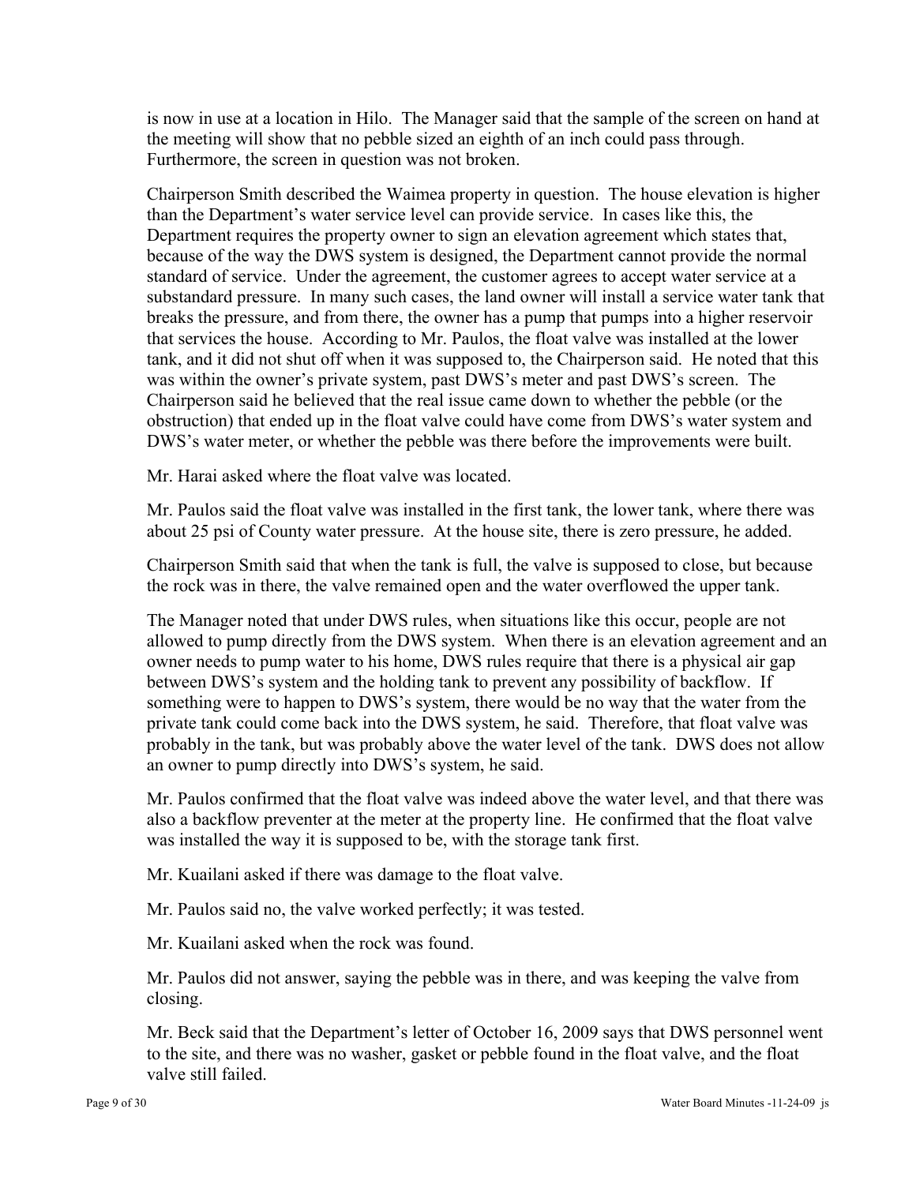is now in use at a location in Hilo. The Manager said that the sample of the screen on hand at the meeting will show that no pebble sized an eighth of an inch could pass through. Furthermore, the screen in question was not broken.

Chairperson Smith described the Waimea property in question. The house elevation is higher than the Department's water service level can provide service. In cases like this, the Department requires the property owner to sign an elevation agreement which states that, because of the way the DWS system is designed, the Department cannot provide the normal standard of service. Under the agreement, the customer agrees to accept water service at a substandard pressure. In many such cases, the land owner will install a service water tank that breaks the pressure, and from there, the owner has a pump that pumps into a higher reservoir that services the house. According to Mr. Paulos, the float valve was installed at the lower tank, and it did not shut off when it was supposed to, the Chairperson said. He noted that this was within the owner's private system, past DWS's meter and past DWS's screen. The Chairperson said he believed that the real issue came down to whether the pebble (or the obstruction) that ended up in the float valve could have come from DWS's water system and DWS's water meter, or whether the pebble was there before the improvements were built.

Mr. Harai asked where the float valve was located.

Mr. Paulos said the float valve was installed in the first tank, the lower tank, where there was about 25 psi of County water pressure. At the house site, there is zero pressure, he added.

Chairperson Smith said that when the tank is full, the valve is supposed to close, but because the rock was in there, the valve remained open and the water overflowed the upper tank.

The Manager noted that under DWS rules, when situations like this occur, people are not allowed to pump directly from the DWS system. When there is an elevation agreement and an owner needs to pump water to his home, DWS rules require that there is a physical air gap between DWS's system and the holding tank to prevent any possibility of backflow. If something were to happen to DWS's system, there would be no way that the water from the private tank could come back into the DWS system, he said. Therefore, that float valve was probably in the tank, but was probably above the water level of the tank. DWS does not allow an owner to pump directly into DWS's system, he said.

Mr. Paulos confirmed that the float valve was indeed above the water level, and that there was also a backflow preventer at the meter at the property line. He confirmed that the float valve was installed the way it is supposed to be, with the storage tank first.

Mr. Kuailani asked if there was damage to the float valve.

Mr. Paulos said no, the valve worked perfectly; it was tested.

Mr. Kuailani asked when the rock was found.

Mr. Paulos did not answer, saying the pebble was in there, and was keeping the valve from closing.

Mr. Beck said that the Department's letter of October 16, 2009 says that DWS personnel went to the site, and there was no washer, gasket or pebble found in the float valve, and the float valve still failed.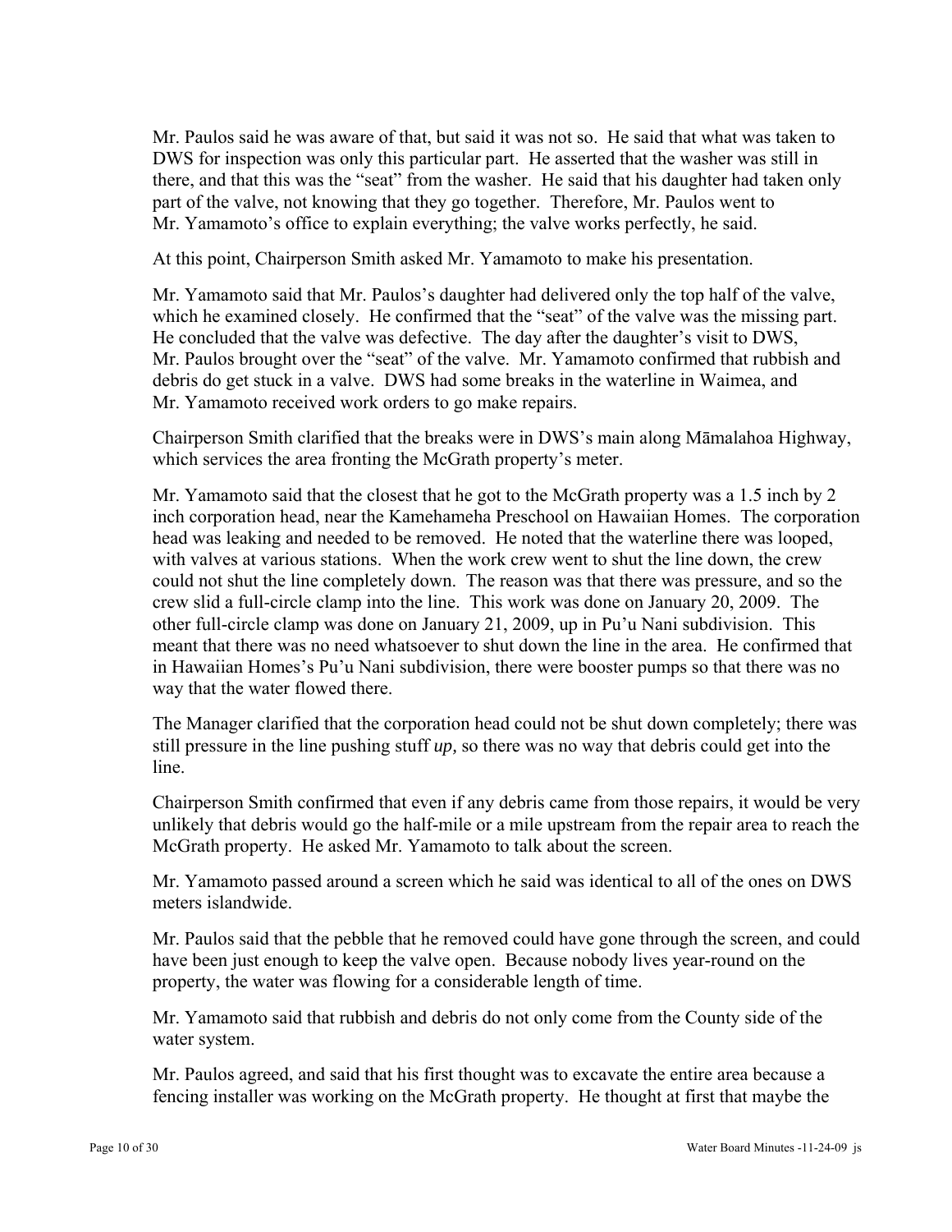Mr. Paulos said he was aware of that, but said it was not so. He said that what was taken to DWS for inspection was only this particular part. He asserted that the washer was still in there, and that this was the "seat" from the washer. He said that his daughter had taken only part of the valve, not knowing that they go together. Therefore, Mr. Paulos went to Mr. Yamamoto's office to explain everything; the valve works perfectly, he said.

At this point, Chairperson Smith asked Mr. Yamamoto to make his presentation.

Mr. Yamamoto said that Mr. Paulos's daughter had delivered only the top half of the valve, which he examined closely. He confirmed that the "seat" of the valve was the missing part. He concluded that the valve was defective. The day after the daughter's visit to DWS, Mr. Paulos brought over the "seat" of the valve. Mr. Yamamoto confirmed that rubbish and debris do get stuck in a valve. DWS had some breaks in the waterline in Waimea, and Mr. Yamamoto received work orders to go make repairs.

Chairperson Smith clarified that the breaks were in DWS's main along Māmalahoa Highway, which services the area fronting the McGrath property's meter.

Mr. Yamamoto said that the closest that he got to the McGrath property was a 1.5 inch by 2 inch corporation head, near the Kamehameha Preschool on Hawaiian Homes. The corporation head was leaking and needed to be removed. He noted that the waterline there was looped, with valves at various stations. When the work crew went to shut the line down, the crew could not shut the line completely down. The reason was that there was pressure, and so the crew slid a full-circle clamp into the line. This work was done on January 20, 2009. The other full-circle clamp was done on January 21, 2009, up in Pu'u Nani subdivision. This meant that there was no need whatsoever to shut down the line in the area. He confirmed that in Hawaiian Homes's Pu'u Nani subdivision, there were booster pumps so that there was no way that the water flowed there.

The Manager clarified that the corporation head could not be shut down completely; there was still pressure in the line pushing stuff *up,* so there was no way that debris could get into the line.

Chairperson Smith confirmed that even if any debris came from those repairs, it would be very unlikely that debris would go the half-mile or a mile upstream from the repair area to reach the McGrath property. He asked Mr. Yamamoto to talk about the screen.

Mr. Yamamoto passed around a screen which he said was identical to all of the ones on DWS meters islandwide.

Mr. Paulos said that the pebble that he removed could have gone through the screen, and could have been just enough to keep the valve open. Because nobody lives year-round on the property, the water was flowing for a considerable length of time.

Mr. Yamamoto said that rubbish and debris do not only come from the County side of the water system.

Mr. Paulos agreed, and said that his first thought was to excavate the entire area because a fencing installer was working on the McGrath property. He thought at first that maybe the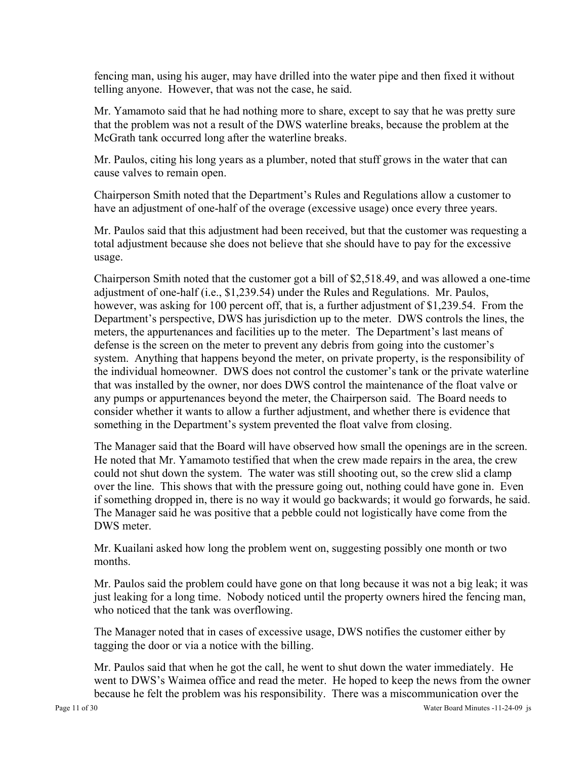fencing man, using his auger, may have drilled into the water pipe and then fixed it without telling anyone. However, that was not the case, he said.

Mr. Yamamoto said that he had nothing more to share, except to say that he was pretty sure that the problem was not a result of the DWS waterline breaks, because the problem at the McGrath tank occurred long after the waterline breaks.

Mr. Paulos, citing his long years as a plumber, noted that stuff grows in the water that can cause valves to remain open.

Chairperson Smith noted that the Department's Rules and Regulations allow a customer to have an adjustment of one-half of the overage (excessive usage) once every three years.

Mr. Paulos said that this adjustment had been received, but that the customer was requesting a total adjustment because she does not believe that she should have to pay for the excessive usage.

Chairperson Smith noted that the customer got a bill of $2,518.49, and was allowed a one-time adjustment of one-half (i.e., $1,239.54) under the Rules and Regulations. Mr. Paulos, however, was asking for 100 percent off, that is, a further adjustment of $1,239.54. From the Department's perspective, DWS has jurisdiction up to the meter. DWS controls the lines, the meters, the appurtenances and facilities up to the meter. The Department's last means of defense is the screen on the meter to prevent any debris from going into the customer's system. Anything that happens beyond the meter, on private property, is the responsibility of the individual homeowner. DWS does not control the customer's tank or the private waterline that was installed by the owner, nor does DWS control the maintenance of the float valve or any pumps or appurtenances beyond the meter, the Chairperson said. The Board needs to consider whether it wants to allow a further adjustment, and whether there is evidence that something in the Department's system prevented the float valve from closing.

The Manager said that the Board will have observed how small the openings are in the screen. He noted that Mr. Yamamoto testified that when the crew made repairs in the area, the crew could not shut down the system. The water was still shooting out, so the crew slid a clamp over the line. This shows that with the pressure going out, nothing could have gone in. Even if something dropped in, there is no way it would go backwards; it would go forwards, he said. The Manager said he was positive that a pebble could not logistically have come from the DWS meter.

Mr. Kuailani asked how long the problem went on, suggesting possibly one month or two months.

Mr. Paulos said the problem could have gone on that long because it was not a big leak; it was just leaking for a long time. Nobody noticed until the property owners hired the fencing man, who noticed that the tank was overflowing.

The Manager noted that in cases of excessive usage, DWS notifies the customer either by tagging the door or via a notice with the billing.

Mr. Paulos said that when he got the call, he went to shut down the water immediately. He went to DWS's Waimea office and read the meter. He hoped to keep the news from the owner because he felt the problem was his responsibility. There was a miscommunication over the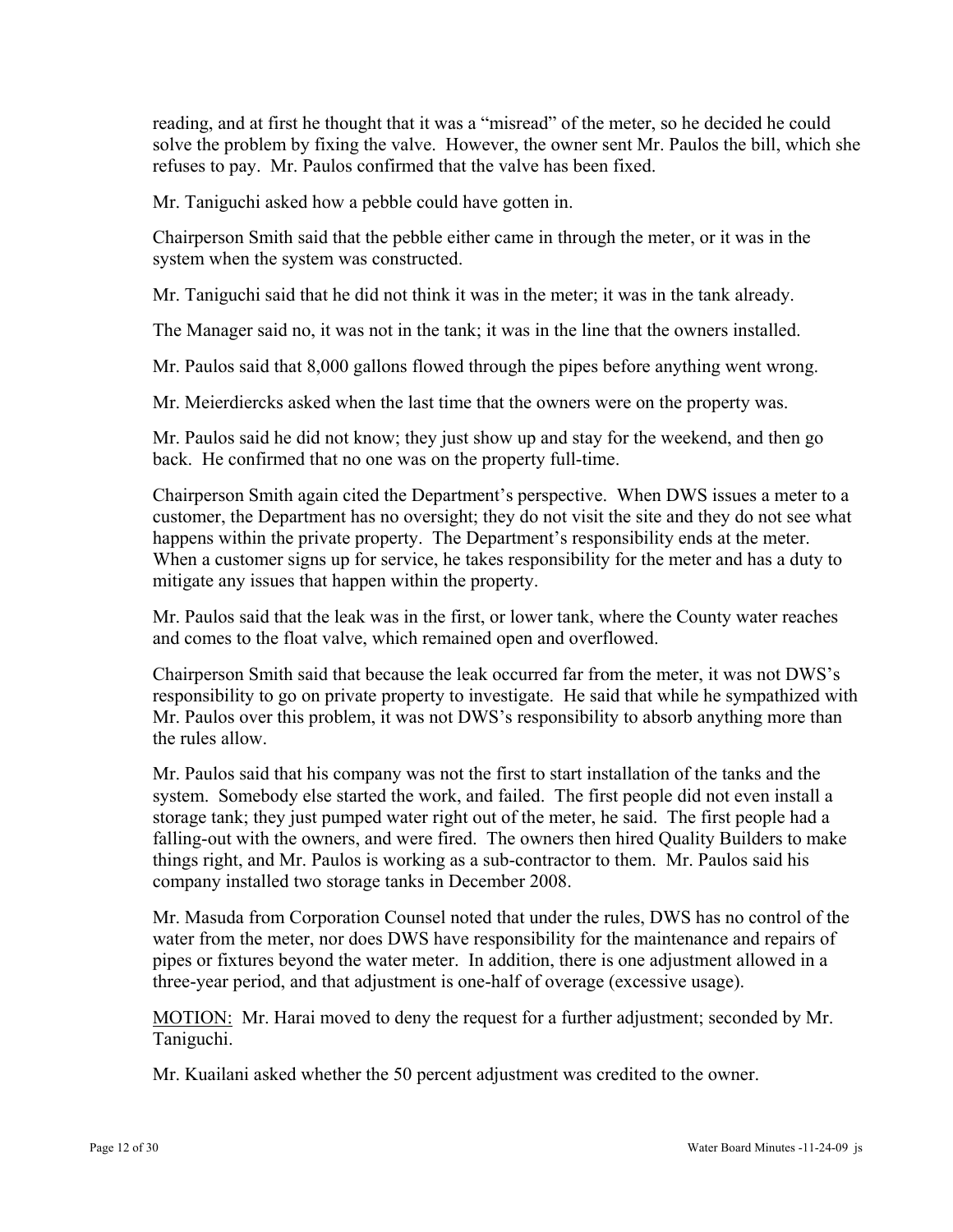reading, and at first he thought that it was a "misread" of the meter, so he decided he could solve the problem by fixing the valve. However, the owner sent Mr. Paulos the bill, which she refuses to pay. Mr. Paulos confirmed that the valve has been fixed.

Mr. Taniguchi asked how a pebble could have gotten in.

Chairperson Smith said that the pebble either came in through the meter, or it was in the system when the system was constructed.

Mr. Taniguchi said that he did not think it was in the meter; it was in the tank already.

The Manager said no, it was not in the tank; it was in the line that the owners installed.

Mr. Paulos said that 8,000 gallons flowed through the pipes before anything went wrong.

Mr. Meierdiercks asked when the last time that the owners were on the property was.

Mr. Paulos said he did not know; they just show up and stay for the weekend, and then go back. He confirmed that no one was on the property full-time.

Chairperson Smith again cited the Department's perspective. When DWS issues a meter to a customer, the Department has no oversight; they do not visit the site and they do not see what happens within the private property. The Department's responsibility ends at the meter. When a customer signs up for service, he takes responsibility for the meter and has a duty to mitigate any issues that happen within the property.

Mr. Paulos said that the leak was in the first, or lower tank, where the County water reaches and comes to the float valve, which remained open and overflowed.

Chairperson Smith said that because the leak occurred far from the meter, it was not DWS's responsibility to go on private property to investigate. He said that while he sympathized with Mr. Paulos over this problem, it was not DWS's responsibility to absorb anything more than the rules allow.

Mr. Paulos said that his company was not the first to start installation of the tanks and the system. Somebody else started the work, and failed. The first people did not even install a storage tank; they just pumped water right out of the meter, he said. The first people had a falling-out with the owners, and were fired. The owners then hired Quality Builders to make things right, and Mr. Paulos is working as a sub-contractor to them. Mr. Paulos said his company installed two storage tanks in December 2008.

Mr. Masuda from Corporation Counsel noted that under the rules, DWS has no control of the water from the meter, nor does DWS have responsibility for the maintenance and repairs of pipes or fixtures beyond the water meter. In addition, there is one adjustment allowed in a three-year period, and that adjustment is one-half of overage (excessive usage).

<u>MOTION:</u> Mr. Harai moved to deny the request for a further adjustment; seconded by Mr. Taniguchi.

Mr. Kuailani asked whether the 50 percent adjustment was credited to the owner.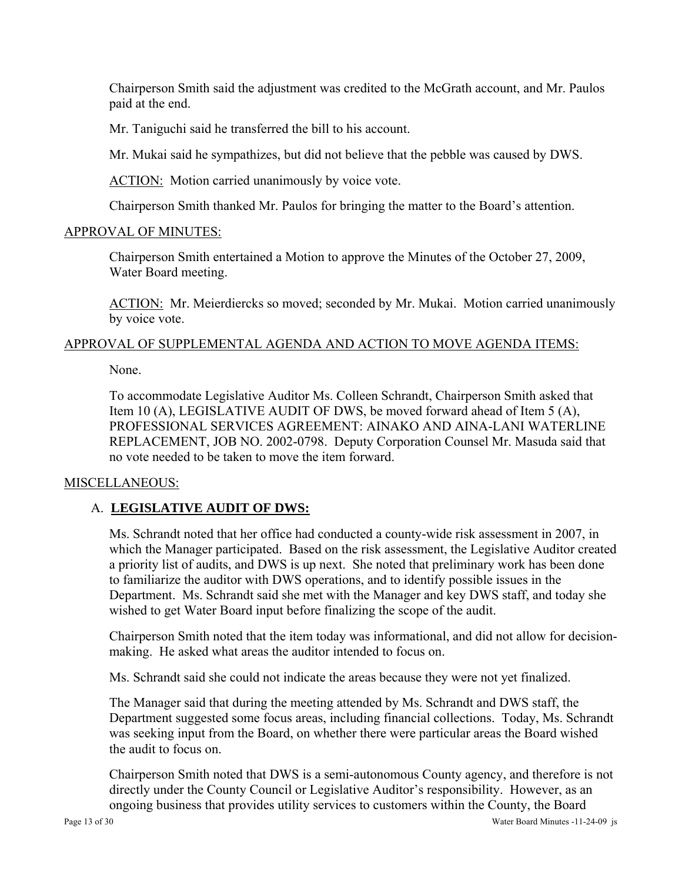Chairperson Smith said the adjustment was credited to the McGrath account, and Mr. Paulos paid at the end.

Mr. Taniguchi said he transferred the bill to his account.

Mr. Mukai said he sympathizes, but did not believe that the pebble was caused by DWS.

ACTION: Motion carried unanimously by voice vote.

Chairperson Smith thanked Mr. Paulos for bringing the matter to the Board's attention.

APPROVAL OF MINUTES:

Chairperson Smith entertained a Motion to approve the Minutes of the October 27, 2009, Water Board meeting.

ACTION: Mr. Meierdiercks so moved; seconded by Mr. Mukai. Motion carried unanimously by voice vote.

APPROVAL OF SUPPLEMENTAL AGENDA AND ACTION TO MOVE AGENDA ITEMS:

None.

To accommodate Legislative Auditor Ms. Colleen Schrandt, Chairperson Smith asked that Item 10 (A), LEGISLATIVE AUDIT OF DWS, be moved forward ahead of Item 5 (A), PROFESSIONAL SERVICES AGREEMENT: AINAKO AND AINA-LANI WATERLINE REPLACEMENT, JOB NO. 2002-0798. Deputy Corporation Counsel Mr. Masuda said that no vote needed to be taken to move the item forward.

MISCELLANEOUS:

A. **LEGISLATIVE AUDIT OF DWS:**

Ms. Schrandt noted that her office had conducted a county-wide risk assessment in 2007, in which the Manager participated. Based on the risk assessment, the Legislative Auditor created a priority list of audits, and DWS is up next. She noted that preliminary work has been done to familiarize the auditor with DWS operations, and to identify possible issues in the Department. Ms. Schrandt said she met with the Manager and key DWS staff, and today she wished to get Water Board input before finalizing the scope of the audit.

Chairperson Smith noted that the item today was informational, and did not allow for decision-making. He asked what areas the auditor intended to focus on.

Ms. Schrandt said she could not indicate the areas because they were not yet finalized.

The Manager said that during the meeting attended by Ms. Schrandt and DWS staff, the Department suggested some focus areas, including financial collections. Today, Ms. Schrandt was seeking input from the Board, on whether there were particular areas the Board wished the audit to focus on.

Chairperson Smith noted that DWS is a semi-autonomous County agency, and therefore is not directly under the County Council or Legislative Auditor's responsibility. However, as an ongoing business that provides utility services to customers within the County, the Board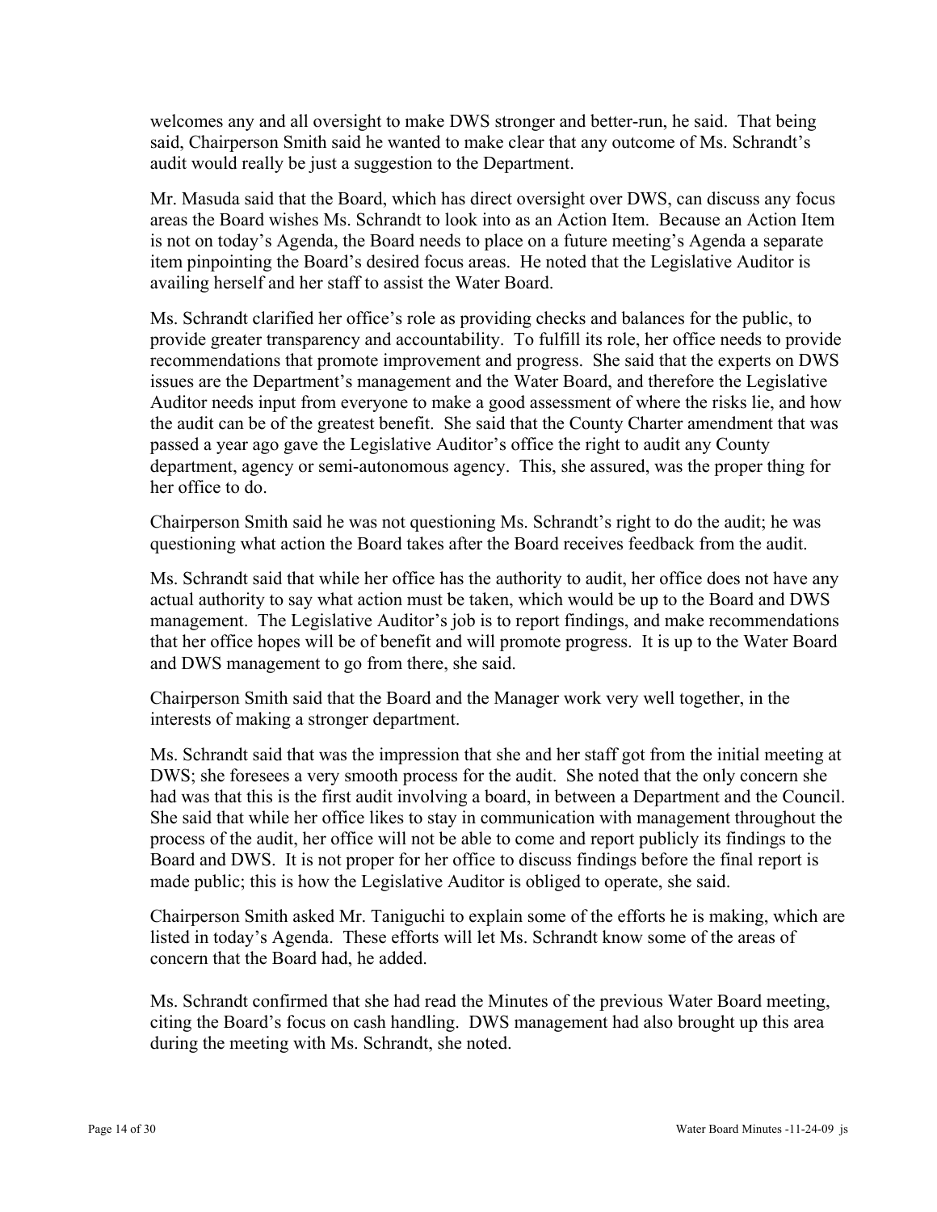welcomes any and all oversight to make DWS stronger and better-run, he said. That being said, Chairperson Smith said he wanted to make clear that any outcome of Ms. Schrandt's audit would really be just a suggestion to the Department.

Mr. Masuda said that the Board, which has direct oversight over DWS, can discuss any focus areas the Board wishes Ms. Schrandt to look into as an Action Item. Because an Action Item is not on today's Agenda, the Board needs to place on a future meeting's Agenda a separate item pinpointing the Board's desired focus areas. He noted that the Legislative Auditor is availing herself and her staff to assist the Water Board.

Ms. Schrandt clarified her office's role as providing checks and balances for the public, to provide greater transparency and accountability. To fulfill its role, her office needs to provide recommendations that promote improvement and progress. She said that the experts on DWS issues are the Department's management and the Water Board, and therefore the Legislative Auditor needs input from everyone to make a good assessment of where the risks lie, and how the audit can be of the greatest benefit. She said that the County Charter amendment that was passed a year ago gave the Legislative Auditor's office the right to audit any County department, agency or semi-autonomous agency. This, she assured, was the proper thing for her office to do.

Chairperson Smith said he was not questioning Ms. Schrandt's right to do the audit; he was questioning what action the Board takes after the Board receives feedback from the audit.

Ms. Schrandt said that while her office has the authority to audit, her office does not have any actual authority to say what action must be taken, which would be up to the Board and DWS management. The Legislative Auditor's job is to report findings, and make recommendations that her office hopes will be of benefit and will promote progress. It is up to the Water Board and DWS management to go from there, she said.

Chairperson Smith said that the Board and the Manager work very well together, in the interests of making a stronger department.

Ms. Schrandt said that was the impression that she and her staff got from the initial meeting at DWS; she foresees a very smooth process for the audit. She noted that the only concern she had was that this is the first audit involving a board, in between a Department and the Council. She said that while her office likes to stay in communication with management throughout the process of the audit, her office will not be able to come and report publicly its findings to the Board and DWS. It is not proper for her office to discuss findings before the final report is made public; this is how the Legislative Auditor is obliged to operate, she said.

Chairperson Smith asked Mr. Taniguchi to explain some of the efforts he is making, which are listed in today's Agenda. These efforts will let Ms. Schrandt know some of the areas of concern that the Board had, he added.

Ms. Schrandt confirmed that she had read the Minutes of the previous Water Board meeting, citing the Board's focus on cash handling. DWS management had also brought up this area during the meeting with Ms. Schrandt, she noted.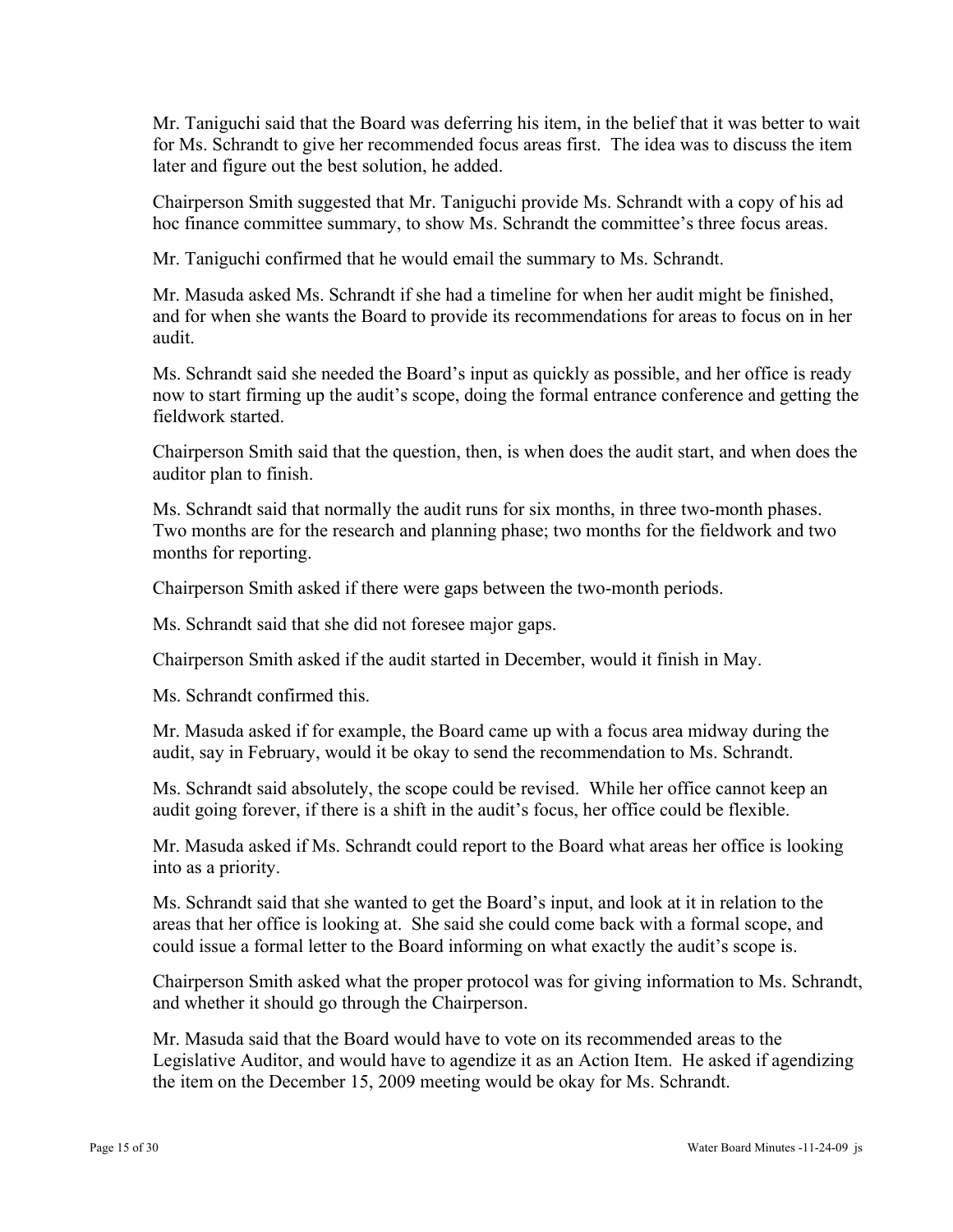Mr. Taniguchi said that the Board was deferring his item, in the belief that it was better to wait for Ms. Schrandt to give her recommended focus areas first. The idea was to discuss the item later and figure out the best solution, he added.

Chairperson Smith suggested that Mr. Taniguchi provide Ms. Schrandt with a copy of his ad hoc finance committee summary, to show Ms. Schrandt the committee's three focus areas.

Mr. Taniguchi confirmed that he would email the summary to Ms. Schrandt.

Mr. Masuda asked Ms. Schrandt if she had a timeline for when her audit might be finished, and for when she wants the Board to provide its recommendations for areas to focus on in her audit.

Ms. Schrandt said she needed the Board's input as quickly as possible, and her office is ready now to start firming up the audit's scope, doing the formal entrance conference and getting the fieldwork started.

Chairperson Smith said that the question, then, is when does the audit start, and when does the auditor plan to finish.

Ms. Schrandt said that normally the audit runs for six months, in three two-month phases. Two months are for the research and planning phase; two months for the fieldwork and two months for reporting.

Chairperson Smith asked if there were gaps between the two-month periods.

Ms. Schrandt said that she did not foresee major gaps.

Chairperson Smith asked if the audit started in December, would it finish in May.

Ms. Schrandt confirmed this.

Mr. Masuda asked if for example, the Board came up with a focus area midway during the audit, say in February, would it be okay to send the recommendation to Ms. Schrandt.

Ms. Schrandt said absolutely, the scope could be revised. While her office cannot keep an audit going forever, if there is a shift in the audit's focus, her office could be flexible.

Mr. Masuda asked if Ms. Schrandt could report to the Board what areas her office is looking into as a priority.

Ms. Schrandt said that she wanted to get the Board's input, and look at it in relation to the areas that her office is looking at. She said she could come back with a formal scope, and could issue a formal letter to the Board informing on what exactly the audit's scope is.

Chairperson Smith asked what the proper protocol was for giving information to Ms. Schrandt, and whether it should go through the Chairperson.

Mr. Masuda said that the Board would have to vote on its recommended areas to the Legislative Auditor, and would have to agendize it as an Action Item. He asked if agendizing the item on the December 15, 2009 meeting would be okay for Ms. Schrandt.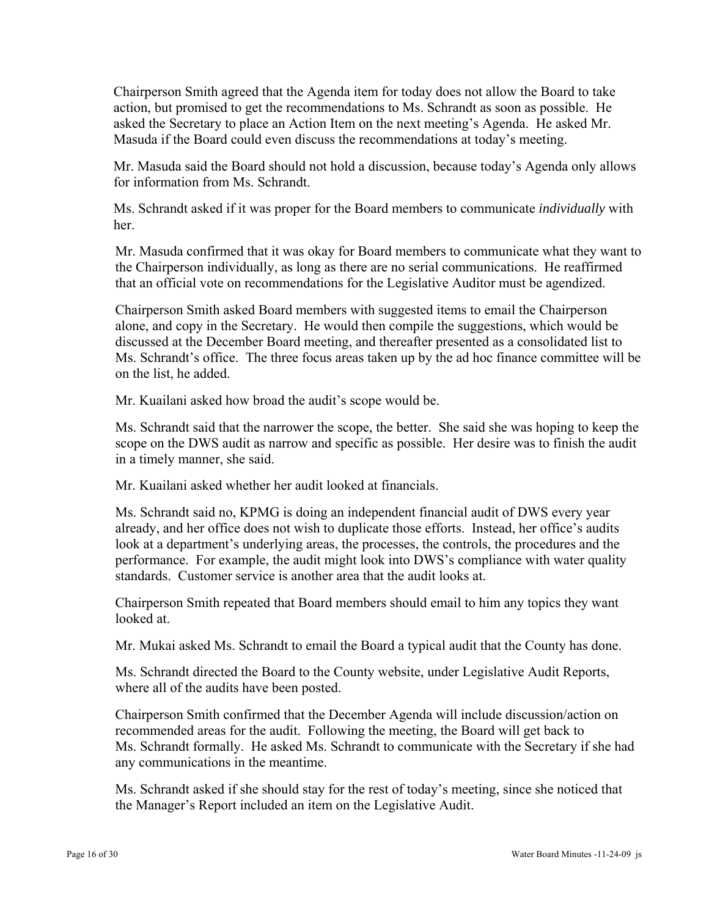Chairperson Smith agreed that the Agenda item for today does not allow the Board to take action, but promised to get the recommendations to Ms. Schrandt as soon as possible. He asked the Secretary to place an Action Item on the next meeting's Agenda. He asked Mr. Masuda if the Board could even discuss the recommendations at today's meeting.

Mr. Masuda said the Board should not hold a discussion, because today's Agenda only allows for information from Ms. Schrandt.

Ms. Schrandt asked if it was proper for the Board members to communicate *individually* with her.

Mr. Masuda confirmed that it was okay for Board members to communicate what they want to the Chairperson individually, as long as there are no serial communications. He reaffirmed that an official vote on recommendations for the Legislative Auditor must be agendized.

Chairperson Smith asked Board members with suggested items to email the Chairperson alone, and copy in the Secretary. He would then compile the suggestions, which would be discussed at the December Board meeting, and thereafter presented as a consolidated list to Ms. Schrandt's office. The three focus areas taken up by the ad hoc finance committee will be on the list, he added.

Mr. Kuailani asked how broad the audit's scope would be.

Ms. Schrandt said that the narrower the scope, the better. She said she was hoping to keep the scope on the DWS audit as narrow and specific as possible. Her desire was to finish the audit in a timely manner, she said.

Mr. Kuailani asked whether her audit looked at financials.

Ms. Schrandt said no, KPMG is doing an independent financial audit of DWS every year already, and her office does not wish to duplicate those efforts. Instead, her office's audits look at a department's underlying areas, the processes, the controls, the procedures and the performance. For example, the audit might look into DWS's compliance with water quality standards. Customer service is another area that the audit looks at.

Chairperson Smith repeated that Board members should email to him any topics they want looked at.

Mr. Mukai asked Ms. Schrandt to email the Board a typical audit that the County has done.

Ms. Schrandt directed the Board to the County website, under Legislative Audit Reports, where all of the audits have been posted.

Chairperson Smith confirmed that the December Agenda will include discussion/action on recommended areas for the audit. Following the meeting, the Board will get back to Ms. Schrandt formally. He asked Ms. Schrandt to communicate with the Secretary if she had any communications in the meantime.

Ms. Schrandt asked if she should stay for the rest of today's meeting, since she noticed that the Manager's Report included an item on the Legislative Audit.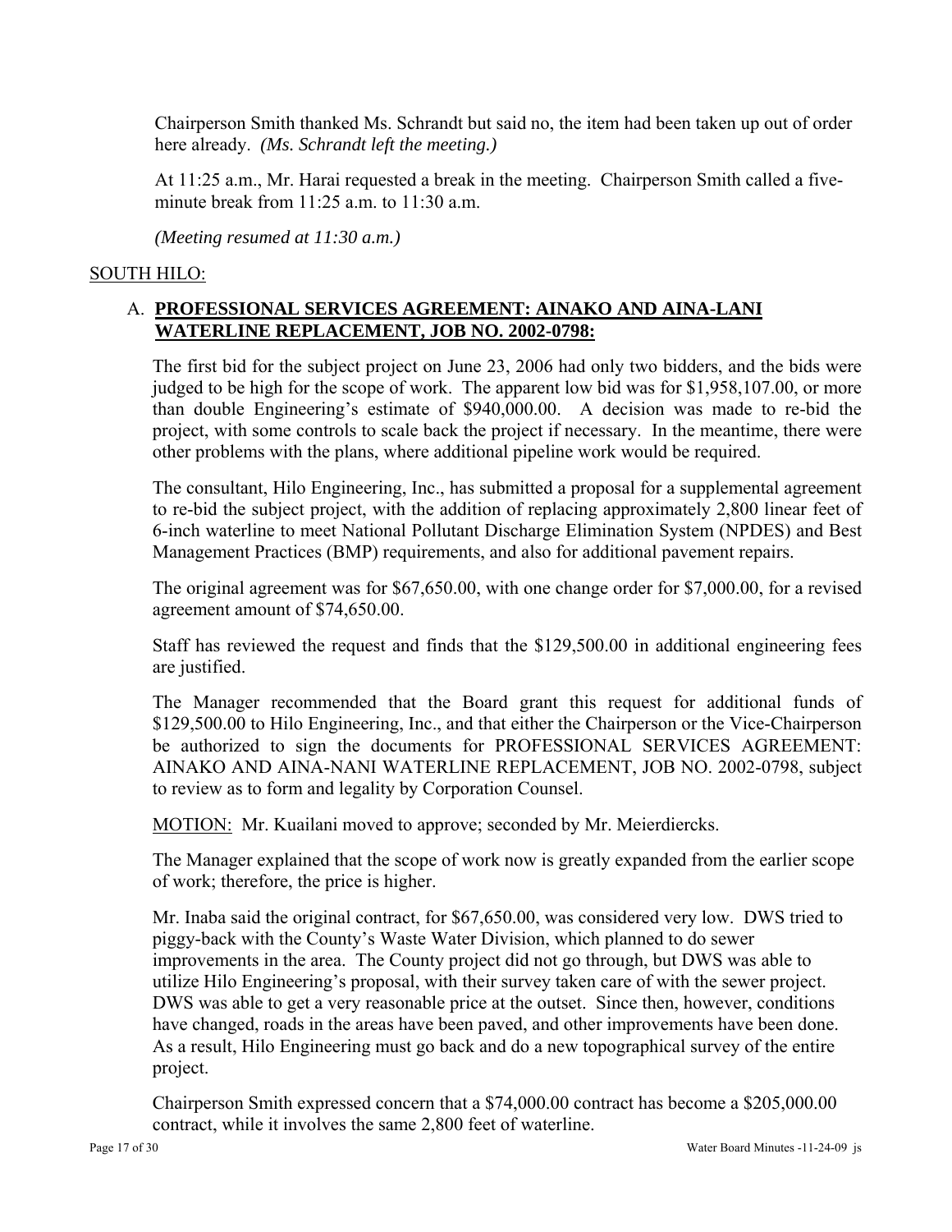Chairperson Smith thanked Ms. Schrandt but said no, the item had been taken up out of order here already. *(Ms. Schrandt left the meeting.)*

At 11:25 a.m., Mr. Harai requested a break in the meeting. Chairperson Smith called a five-minute break from 11:25 a.m. to 11:30 a.m.

*(Meeting resumed at 11:30 a.m.)*

SOUTH HILO:

A. **PROFESSIONAL SERVICES AGREEMENT: AINAKO AND AINA-LANI WATERLINE REPLACEMENT, JOB NO. 2002-0798:**

The first bid for the subject project on June 23, 2006 had only two bidders, and the bids were judged to be high for the scope of work. The apparent low bid was for $1,958,107.00, or more than double Engineering's estimate of $940,000.00. A decision was made to re-bid the project, with some controls to scale back the project if necessary. In the meantime, there were other problems with the plans, where additional pipeline work would be required.

The consultant, Hilo Engineering, Inc., has submitted a proposal for a supplemental agreement to re-bid the subject project, with the addition of replacing approximately 2,800 linear feet of 6-inch waterline to meet National Pollutant Discharge Elimination System (NPDES) and Best Management Practices (BMP) requirements, and also for additional pavement repairs.

The original agreement was for $67,650.00, with one change order for $7,000.00, for a revised agreement amount of $74,650.00.

Staff has reviewed the request and finds that the $129,500.00 in additional engineering fees are justified.

The Manager recommended that the Board grant this request for additional funds of $129,500.00 to Hilo Engineering, Inc., and that either the Chairperson or the Vice-Chairperson be authorized to sign the documents for PROFESSIONAL SERVICES AGREEMENT: AINAKO AND AINA-NANI WATERLINE REPLACEMENT, JOB NO. 2002-0798, subject to review as to form and legality by Corporation Counsel.

MOTION: Mr. Kuailani moved to approve; seconded by Mr. Meierdiercks.

The Manager explained that the scope of work now is greatly expanded from the earlier scope of work; therefore, the price is higher.

Mr. Inaba said the original contract, for $67,650.00, was considered very low. DWS tried to piggy-back with the County's Waste Water Division, which planned to do sewer improvements in the area. The County project did not go through, but DWS was able to utilize Hilo Engineering's proposal, with their survey taken care of with the sewer project. DWS was able to get a very reasonable price at the outset. Since then, however, conditions have changed, roads in the areas have been paved, and other improvements have been done. As a result, Hilo Engineering must go back and do a new topographical survey of the entire project.

Chairperson Smith expressed concern that a $74,000.00 contract has become a $205,000.00 contract, while it involves the same 2,800 feet of waterline.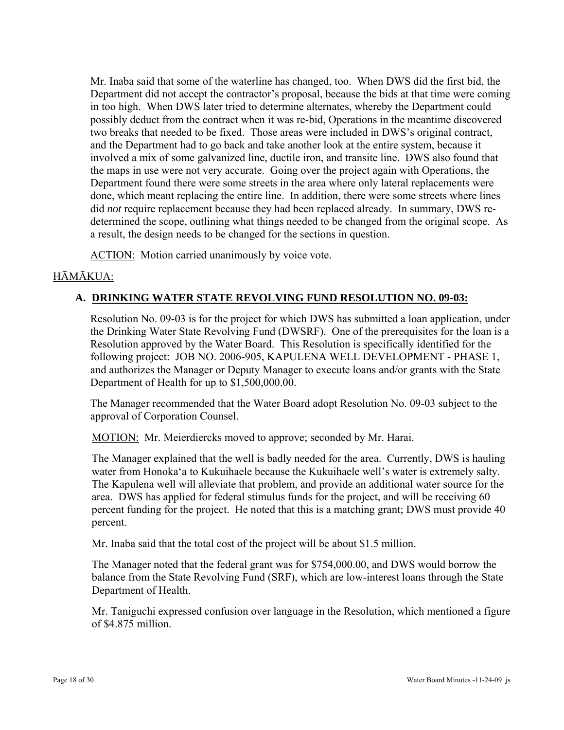Mr. Inaba said that some of the waterline has changed, too. When DWS did the first bid, the Department did not accept the contractor's proposal, because the bids at that time were coming in too high. When DWS later tried to determine alternates, whereby the Department could possibly deduct from the contract when it was re-bid, Operations in the meantime discovered two breaks that needed to be fixed. Those areas were included in DWS's original contract, and the Department had to go back and take another look at the entire system, because it involved a mix of some galvanized line, ductile iron, and transite line. DWS also found that the maps in use were not very accurate. Going over the project again with Operations, the Department found there were some streets in the area where only lateral replacements were done, which meant replacing the entire line. In addition, there were some streets where lines did *not* require replacement because they had been replaced already. In summary, DWS re-determined the scope, outlining what things needed to be changed from the original scope. As a result, the design needs to be changed for the sections in question.

ACTION: Motion carried unanimously by voice vote.

HĀMĀKUA:

**A. DRINKING WATER STATE REVOLVING FUND RESOLUTION NO. 09-03:**

Resolution No. 09-03 is for the project for which DWS has submitted a loan application, under the Drinking Water State Revolving Fund (DWSRF). One of the prerequisites for the loan is a Resolution approved by the Water Board. This Resolution is specifically identified for the following project: JOB NO. 2006-905, KAPULENA WELL DEVELOPMENT - PHASE 1, and authorizes the Manager or Deputy Manager to execute loans and/or grants with the State Department of Health for up to $1,500,000.00.

The Manager recommended that the Water Board adopt Resolution No. 09-03 subject to the approval of Corporation Counsel.

MOTION: Mr. Meierdiercks moved to approve; seconded by Mr. Harai.

The Manager explained that the well is badly needed for the area. Currently, DWS is hauling water from Honoka'a to Kukuihaele because the Kukuihaele well's water is extremely salty. The Kapulena well will alleviate that problem, and provide an additional water source for the area. DWS has applied for federal stimulus funds for the project, and will be receiving 60 percent funding for the project. He noted that this is a matching grant; DWS must provide 40 percent.

Mr. Inaba said that the total cost of the project will be about $1.5 million.

The Manager noted that the federal grant was for $754,000.00, and DWS would borrow the balance from the State Revolving Fund (SRF), which are low-interest loans through the State Department of Health.

Mr. Taniguchi expressed confusion over language in the Resolution, which mentioned a figure of $4.875 million.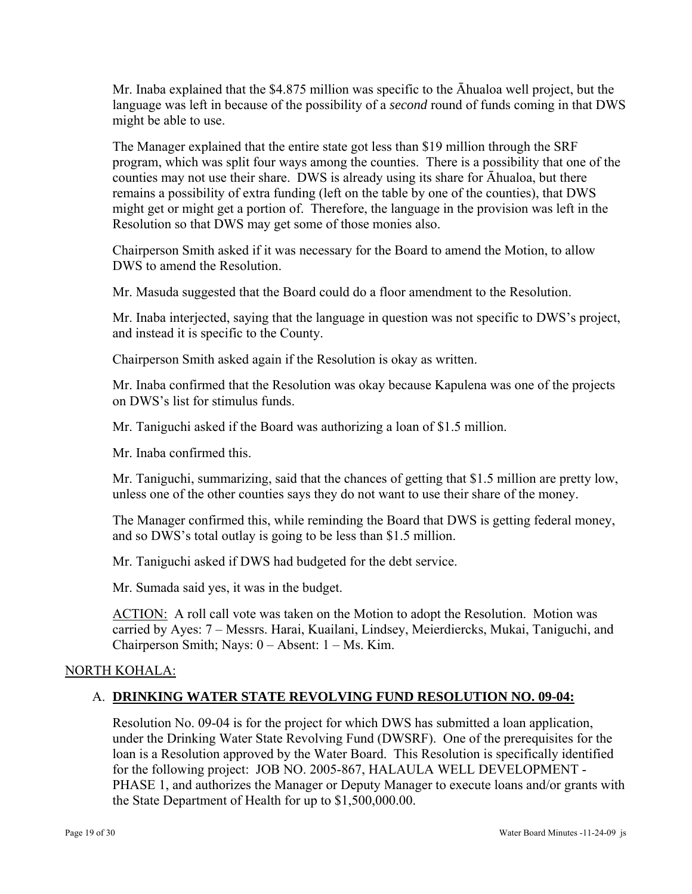Mr. Inaba explained that the $4.875 million was specific to the Āhualoa well project, but the language was left in because of the possibility of a *second* round of funds coming in that DWS might be able to use.

The Manager explained that the entire state got less than $19 million through the SRF program, which was split four ways among the counties. There is a possibility that one of the counties may not use their share. DWS is already using its share for Āhualoa, but there remains a possibility of extra funding (left on the table by one of the counties), that DWS might get or might get a portion of. Therefore, the language in the provision was left in the Resolution so that DWS may get some of those monies also.

Chairperson Smith asked if it was necessary for the Board to amend the Motion, to allow DWS to amend the Resolution.

Mr. Masuda suggested that the Board could do a floor amendment to the Resolution.

Mr. Inaba interjected, saying that the language in question was not specific to DWS's project, and instead it is specific to the County.

Chairperson Smith asked again if the Resolution is okay as written.

Mr. Inaba confirmed that the Resolution was okay because Kapulena was one of the projects on DWS's list for stimulus funds.

Mr. Taniguchi asked if the Board was authorizing a loan of $1.5 million.

Mr. Inaba confirmed this.

Mr. Taniguchi, summarizing, said that the chances of getting that $1.5 million are pretty low, unless one of the other counties says they do not want to use their share of the money.

The Manager confirmed this, while reminding the Board that DWS is getting federal money, and so DWS's total outlay is going to be less than $1.5 million.

Mr. Taniguchi asked if DWS had budgeted for the debt service.

Mr. Sumada said yes, it was in the budget.

ACTION: A roll call vote was taken on the Motion to adopt the Resolution. Motion was carried by Ayes: 7 – Messrs. Harai, Kuailani, Lindsey, Meierdiercks, Mukai, Taniguchi, and Chairperson Smith; Nays: 0 – Absent: 1 – Ms. Kim.

NORTH KOHALA:

A. **DRINKING WATER STATE REVOLVING FUND RESOLUTION NO. 09-04:**

Resolution No. 09-04 is for the project for which DWS has submitted a loan application, under the Drinking Water State Revolving Fund (DWSRF). One of the prerequisites for the loan is a Resolution approved by the Water Board. This Resolution is specifically identified for the following project: JOB NO. 2005-867, HALAULA WELL DEVELOPMENT - PHASE 1, and authorizes the Manager or Deputy Manager to execute loans and/or grants with the State Department of Health for up to $1,500,000.00.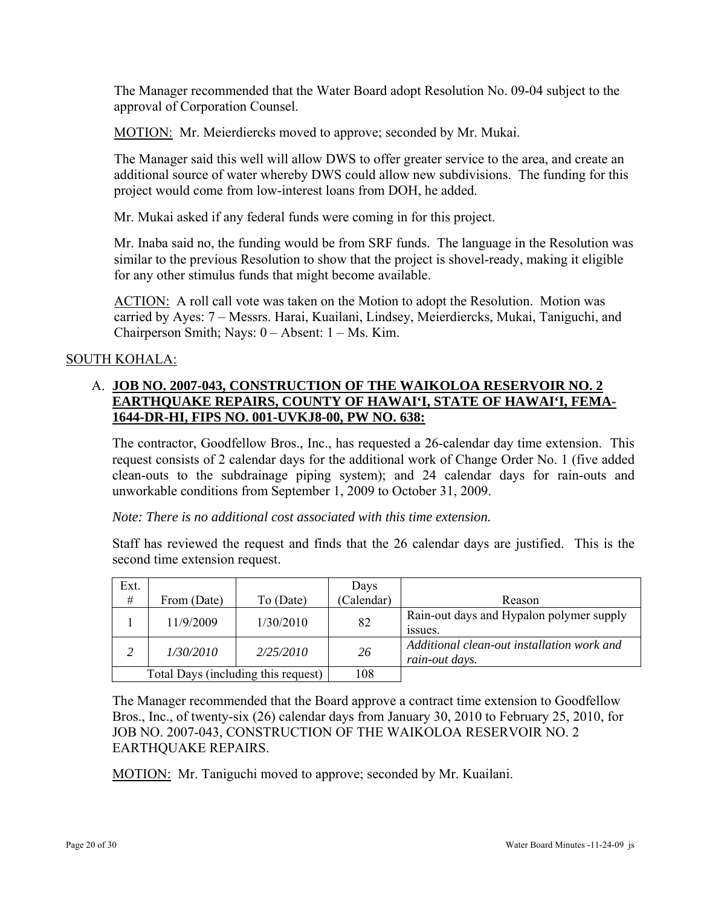The Manager recommended that the Water Board adopt Resolution No. 09-04 subject to the approval of Corporation Counsel.

MOTION: Mr. Meierdiercks moved to approve; seconded by Mr. Mukai.

The Manager said this well will allow DWS to offer greater service to the area, and create an additional source of water whereby DWS could allow new subdivisions. The funding for this project would come from low-interest loans from DOH, he added.

Mr. Mukai asked if any federal funds were coming in for this project.

Mr. Inaba said no, the funding would be from SRF funds. The language in the Resolution was similar to the previous Resolution to show that the project is shovel-ready, making it eligible for any other stimulus funds that might become available.

ACTION: A roll call vote was taken on the Motion to adopt the Resolution. Motion was carried by Ayes: 7 – Messrs. Harai, Kuailani, Lindsey, Meierdiercks, Mukai, Taniguchi, and Chairperson Smith; Nays: 0 – Absent: 1 – Ms. Kim.

SOUTH KOHALA:

A. **JOB NO. 2007-043, CONSTRUCTION OF THE WAIKOLOA RESERVOIR NO. 2 EARTHQUAKE REPAIRS, COUNTY OF HAWAI'I, STATE OF HAWAI'I, FEMA-1644-DR-HI, FIPS NO. 001-UVKJ8-00, PW NO. 638:**

The contractor, Goodfellow Bros., Inc., has requested a 26-calendar day time extension. This request consists of 2 calendar days for the additional work of Change Order No. 1 (five added clean-outs to the subdrainage piping system); and 24 calendar days for rain-outs and unworkable conditions from September 1, 2009 to October 31, 2009.

*Note: There is no additional cost associated with this time extension.*

Staff has reviewed the request and finds that the 26 calendar days are justified. This is the second time extension request.

| Ext. # | From (Date) | To (Date) | Days (Calendar) | Reason |
|---|---|---|---|---|
| 1 | 11/9/2009 | 1/30/2010 | 82 | Rain-out days and Hypalon polymer supply issues. |
| *2* | *1/30/2010* | *2/25/2010* | *26* | *Additional clean-out installation work and rain-out days.* |
| Total Days (including this request) | | | 108 | |

The Manager recommended that the Board approve a contract time extension to Goodfellow Bros., Inc., of twenty-six (26) calendar days from January 30, 2010 to February 25, 2010, for JOB NO. 2007-043, CONSTRUCTION OF THE WAIKOLOA RESERVOIR NO. 2 EARTHQUAKE REPAIRS.

MOTION: Mr. Taniguchi moved to approve; seconded by Mr. Kuailani.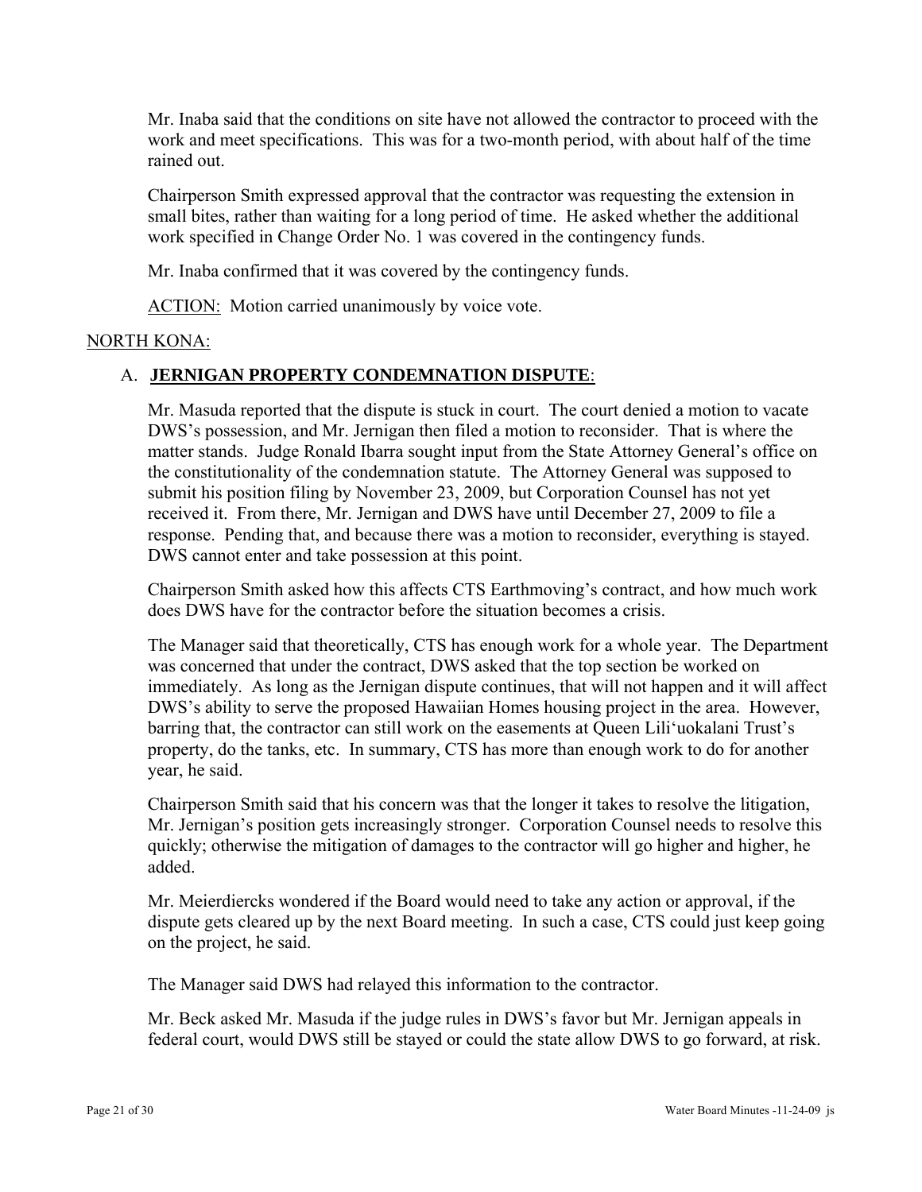Mr. Inaba said that the conditions on site have not allowed the contractor to proceed with the work and meet specifications. This was for a two-month period, with about half of the time rained out.

Chairperson Smith expressed approval that the contractor was requesting the extension in small bites, rather than waiting for a long period of time. He asked whether the additional work specified in Change Order No. 1 was covered in the contingency funds.

Mr. Inaba confirmed that it was covered by the contingency funds.

ACTION: Motion carried unanimously by voice vote.

NORTH KONA:

A. **JERNIGAN PROPERTY CONDEMNATION DISPUTE**:

Mr. Masuda reported that the dispute is stuck in court. The court denied a motion to vacate DWS's possession, and Mr. Jernigan then filed a motion to reconsider. That is where the matter stands. Judge Ronald Ibarra sought input from the State Attorney General's office on the constitutionality of the condemnation statute. The Attorney General was supposed to submit his position filing by November 23, 2009, but Corporation Counsel has not yet received it. From there, Mr. Jernigan and DWS have until December 27, 2009 to file a response. Pending that, and because there was a motion to reconsider, everything is stayed. DWS cannot enter and take possession at this point.

Chairperson Smith asked how this affects CTS Earthmoving's contract, and how much work does DWS have for the contractor before the situation becomes a crisis.

The Manager said that theoretically, CTS has enough work for a whole year. The Department was concerned that under the contract, DWS asked that the top section be worked on immediately. As long as the Jernigan dispute continues, that will not happen and it will affect DWS's ability to serve the proposed Hawaiian Homes housing project in the area. However, barring that, the contractor can still work on the easements at Queen Lili'uokalani Trust's property, do the tanks, etc. In summary, CTS has more than enough work to do for another year, he said.

Chairperson Smith said that his concern was that the longer it takes to resolve the litigation, Mr. Jernigan's position gets increasingly stronger. Corporation Counsel needs to resolve this quickly; otherwise the mitigation of damages to the contractor will go higher and higher, he added.

Mr. Meierdiercks wondered if the Board would need to take any action or approval, if the dispute gets cleared up by the next Board meeting. In such a case, CTS could just keep going on the project, he said.

The Manager said DWS had relayed this information to the contractor.

Mr. Beck asked Mr. Masuda if the judge rules in DWS's favor but Mr. Jernigan appeals in federal court, would DWS still be stayed or could the state allow DWS to go forward, at risk.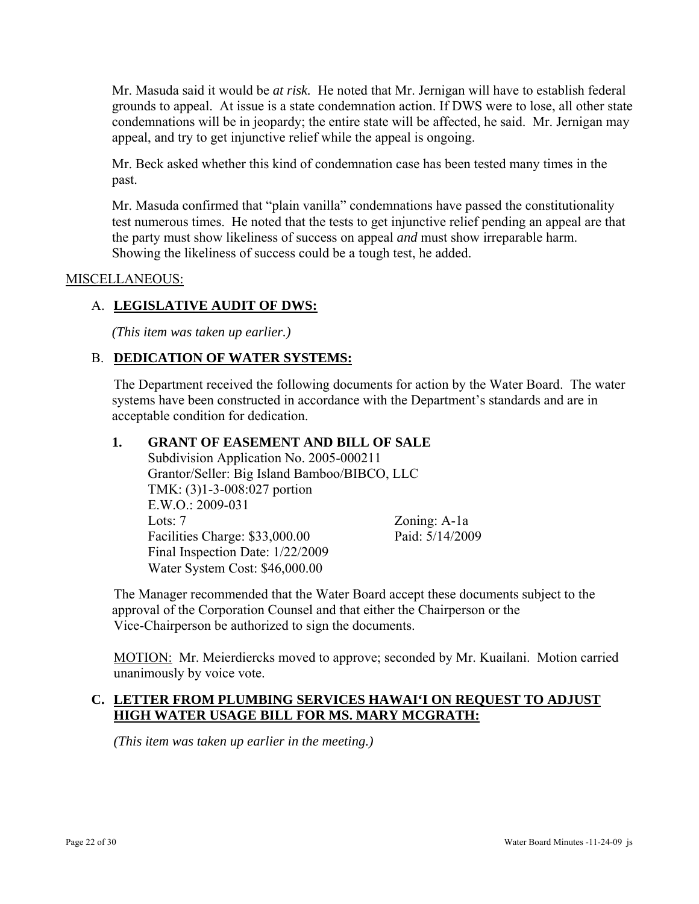Mr. Masuda said it would be *at risk.* He noted that Mr. Jernigan will have to establish federal grounds to appeal. At issue is a state condemnation action. If DWS were to lose, all other state condemnations will be in jeopardy; the entire state will be affected, he said. Mr. Jernigan may appeal, and try to get injunctive relief while the appeal is ongoing.

Mr. Beck asked whether this kind of condemnation case has been tested many times in the past.

Mr. Masuda confirmed that "plain vanilla" condemnations have passed the constitutionality test numerous times. He noted that the tests to get injunctive relief pending an appeal are that the party must show likeliness of success on appeal *and* must show irreparable harm. Showing the likeliness of success could be a tough test, he added.

MISCELLANEOUS:

A. **LEGISLATIVE AUDIT OF DWS:**

*(This item was taken up earlier.)*

B. **DEDICATION OF WATER SYSTEMS:**

The Department received the following documents for action by the Water Board. The water systems have been constructed in accordance with the Department's standards and are in acceptable condition for dedication.

**1. GRANT OF EASEMENT AND BILL OF SALE**

Subdivision Application No. 2005-000211
Grantor/Seller: Big Island Bamboo/BIBCO, LLC
TMK: (3)1-3-008:027 portion
E.W.O.: 2009-031
Lots: 7 — Zoning: A-1a
Facilities Charge: $33,000.00 — Paid: 5/14/2009
Final Inspection Date: 1/22/2009
Water System Cost: $46,000.00

The Manager recommended that the Water Board accept these documents subject to the approval of the Corporation Counsel and that either the Chairperson or the Vice-Chairperson be authorized to sign the documents.

MOTION: Mr. Meierdiercks moved to approve; seconded by Mr. Kuailani. Motion carried unanimously by voice vote.

C. **LETTER FROM PLUMBING SERVICES HAWAI'I ON REQUEST TO ADJUST HIGH WATER USAGE BILL FOR MS. MARY MCGRATH:**

*(This item was taken up earlier in the meeting.)*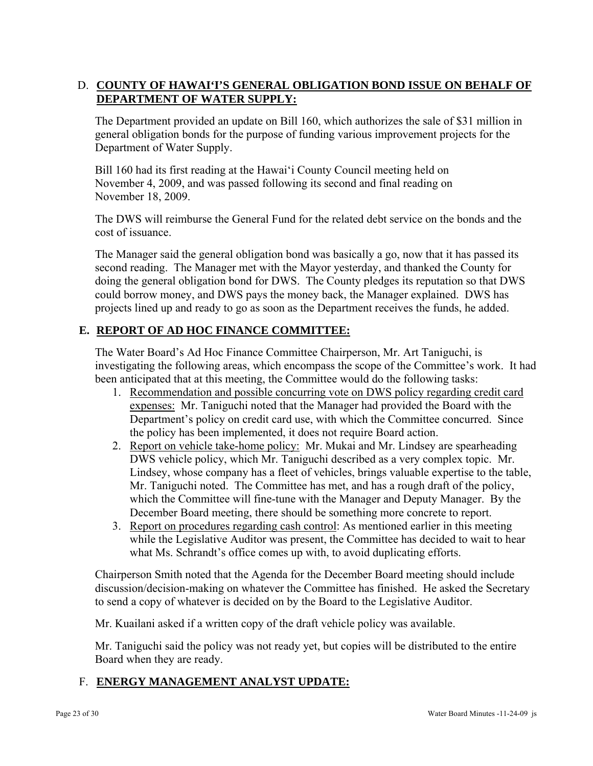## D. COUNTY OF HAWAI'I'S GENERAL OBLIGATION BOND ISSUE ON BEHALF OF DEPARTMENT OF WATER SUPPLY:

The Department provided an update on Bill 160, which authorizes the sale of $31 million in general obligation bonds for the purpose of funding various improvement projects for the Department of Water Supply.

Bill 160 had its first reading at the Hawai'i County Council meeting held on November 4, 2009, and was passed following its second and final reading on November 18, 2009.

The DWS will reimburse the General Fund for the related debt service on the bonds and the cost of issuance.

The Manager said the general obligation bond was basically a go, now that it has passed its second reading. The Manager met with the Mayor yesterday, and thanked the County for doing the general obligation bond for DWS. The County pledges its reputation so that DWS could borrow money, and DWS pays the money back, the Manager explained. DWS has projects lined up and ready to go as soon as the Department receives the funds, he added.

## E. REPORT OF AD HOC FINANCE COMMITTEE:

The Water Board's Ad Hoc Finance Committee Chairperson, Mr. Art Taniguchi, is investigating the following areas, which encompass the scope of the Committee's work. It had been anticipated that at this meeting, the Committee would do the following tasks:

1. Recommendation and possible concurring vote on DWS policy regarding credit card expenses: Mr. Taniguchi noted that the Manager had provided the Board with the Department's policy on credit card use, with which the Committee concurred. Since the policy has been implemented, it does not require Board action.
2. Report on vehicle take-home policy: Mr. Mukai and Mr. Lindsey are spearheading DWS vehicle policy, which Mr. Taniguchi described as a very complex topic. Mr. Lindsey, whose company has a fleet of vehicles, brings valuable expertise to the table, Mr. Taniguchi noted. The Committee has met, and has a rough draft of the policy, which the Committee will fine-tune with the Manager and Deputy Manager. By the December Board meeting, there should be something more concrete to report.
3. Report on procedures regarding cash control: As mentioned earlier in this meeting while the Legislative Auditor was present, the Committee has decided to wait to hear what Ms. Schrandt's office comes up with, to avoid duplicating efforts.

Chairperson Smith noted that the Agenda for the December Board meeting should include discussion/decision-making on whatever the Committee has finished. He asked the Secretary to send a copy of whatever is decided on by the Board to the Legislative Auditor.

Mr. Kuailani asked if a written copy of the draft vehicle policy was available.

Mr. Taniguchi said the policy was not ready yet, but copies will be distributed to the entire Board when they are ready.

## F. ENERGY MANAGEMENT ANALYST UPDATE: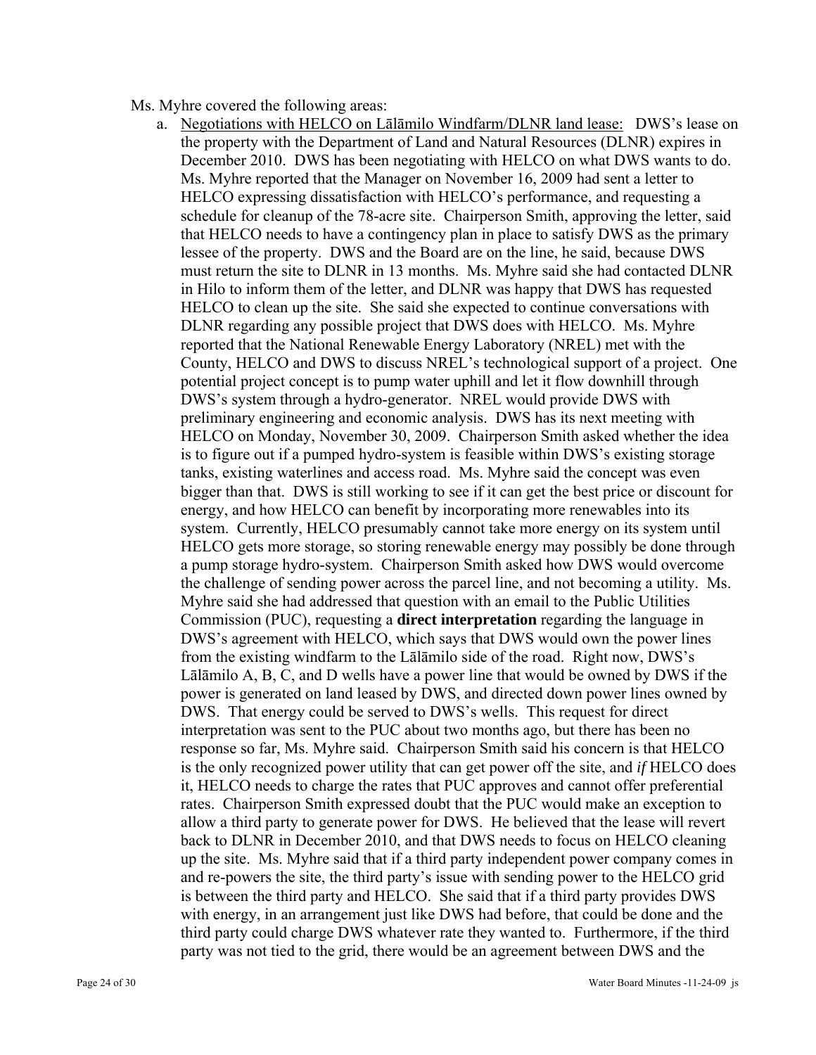Ms. Myhre covered the following areas:

a. <u>Negotiations with HELCO on Lālāmilo Windfarm/DLNR land lease:</u> DWS's lease on the property with the Department of Land and Natural Resources (DLNR) expires in December 2010. DWS has been negotiating with HELCO on what DWS wants to do. Ms. Myhre reported that the Manager on November 16, 2009 had sent a letter to HELCO expressing dissatisfaction with HELCO's performance, and requesting a schedule for cleanup of the 78-acre site. Chairperson Smith, approving the letter, said that HELCO needs to have a contingency plan in place to satisfy DWS as the primary lessee of the property. DWS and the Board are on the line, he said, because DWS must return the site to DLNR in 13 months. Ms. Myhre said she had contacted DLNR in Hilo to inform them of the letter, and DLNR was happy that DWS has requested HELCO to clean up the site. She said she expected to continue conversations with DLNR regarding any possible project that DWS does with HELCO. Ms. Myhre reported that the National Renewable Energy Laboratory (NREL) met with the County, HELCO and DWS to discuss NREL's technological support of a project. One potential project concept is to pump water uphill and let it flow downhill through DWS's system through a hydro-generator. NREL would provide DWS with preliminary engineering and economic analysis. DWS has its next meeting with HELCO on Monday, November 30, 2009. Chairperson Smith asked whether the idea is to figure out if a pumped hydro-system is feasible within DWS's existing storage tanks, existing waterlines and access road. Ms. Myhre said the concept was even bigger than that. DWS is still working to see if it can get the best price or discount for energy, and how HELCO can benefit by incorporating more renewables into its system. Currently, HELCO presumably cannot take more energy on its system until HELCO gets more storage, so storing renewable energy may possibly be done through a pump storage hydro-system. Chairperson Smith asked how DWS would overcome the challenge of sending power across the parcel line, and not becoming a utility. Ms. Myhre said she had addressed that question with an email to the Public Utilities Commission (PUC), requesting a **direct interpretation** regarding the language in DWS's agreement with HELCO, which says that DWS would own the power lines from the existing windfarm to the Lālāmilo side of the road. Right now, DWS's Lālāmilo A, B, C, and D wells have a power line that would be owned by DWS if the power is generated on land leased by DWS, and directed down power lines owned by DWS. That energy could be served to DWS's wells. This request for direct interpretation was sent to the PUC about two months ago, but there has been no response so far, Ms. Myhre said. Chairperson Smith said his concern is that HELCO is the only recognized power utility that can get power off the site, and *if* HELCO does it, HELCO needs to charge the rates that PUC approves and cannot offer preferential rates. Chairperson Smith expressed doubt that the PUC would make an exception to allow a third party to generate power for DWS. He believed that the lease will revert back to DLNR in December 2010, and that DWS needs to focus on HELCO cleaning up the site. Ms. Myhre said that if a third party independent power company comes in and re-powers the site, the third party's issue with sending power to the HELCO grid is between the third party and HELCO. She said that if a third party provides DWS with energy, in an arrangement just like DWS had before, that could be done and the third party could charge DWS whatever rate they wanted to. Furthermore, if the third party was not tied to the grid, there would be an agreement between DWS and the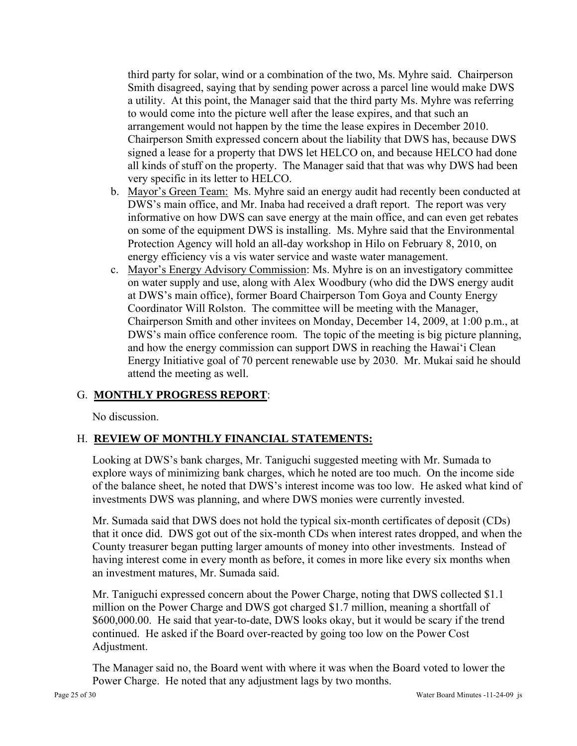third party for solar, wind or a combination of the two, Ms. Myhre said. Chairperson Smith disagreed, saying that by sending power across a parcel line would make DWS a utility. At this point, the Manager said that the third party Ms. Myhre was referring to would come into the picture well after the lease expires, and that such an arrangement would not happen by the time the lease expires in December 2010. Chairperson Smith expressed concern about the liability that DWS has, because DWS signed a lease for a property that DWS let HELCO on, and because HELCO had done all kinds of stuff on the property. The Manager said that that was why DWS had been very specific in its letter to HELCO.

b. Mayor's Green Team: Ms. Myhre said an energy audit had recently been conducted at DWS's main office, and Mr. Inaba had received a draft report. The report was very informative on how DWS can save energy at the main office, and can even get rebates on some of the equipment DWS is installing. Ms. Myhre said that the Environmental Protection Agency will hold an all-day workshop in Hilo on February 8, 2010, on energy efficiency vis a vis water service and waste water management.

c. Mayor's Energy Advisory Commission: Ms. Myhre is on an investigatory committee on water supply and use, along with Alex Woodbury (who did the DWS energy audit at DWS's main office), former Board Chairperson Tom Goya and County Energy Coordinator Will Rolston. The committee will be meeting with the Manager, Chairperson Smith and other invitees on Monday, December 14, 2009, at 1:00 p.m., at DWS's main office conference room. The topic of the meeting is big picture planning, and how the energy commission can support DWS in reaching the Hawai'i Clean Energy Initiative goal of 70 percent renewable use by 2030. Mr. Mukai said he should attend the meeting as well.

## G. **MONTHLY PROGRESS REPORT**:

No discussion.

## H. **REVIEW OF MONTHLY FINANCIAL STATEMENTS:**

Looking at DWS's bank charges, Mr. Taniguchi suggested meeting with Mr. Sumada to explore ways of minimizing bank charges, which he noted are too much. On the income side of the balance sheet, he noted that DWS's interest income was too low. He asked what kind of investments DWS was planning, and where DWS monies were currently invested.

Mr. Sumada said that DWS does not hold the typical six-month certificates of deposit (CDs) that it once did. DWS got out of the six-month CDs when interest rates dropped, and when the County treasurer began putting larger amounts of money into other investments. Instead of having interest come in every month as before, it comes in more like every six months when an investment matures, Mr. Sumada said.

Mr. Taniguchi expressed concern about the Power Charge, noting that DWS collected $1.1 million on the Power Charge and DWS got charged $1.7 million, meaning a shortfall of $600,000.00. He said that year-to-date, DWS looks okay, but it would be scary if the trend continued. He asked if the Board over-reacted by going too low on the Power Cost Adjustment.

The Manager said no, the Board went with where it was when the Board voted to lower the Power Charge. He noted that any adjustment lags by two months.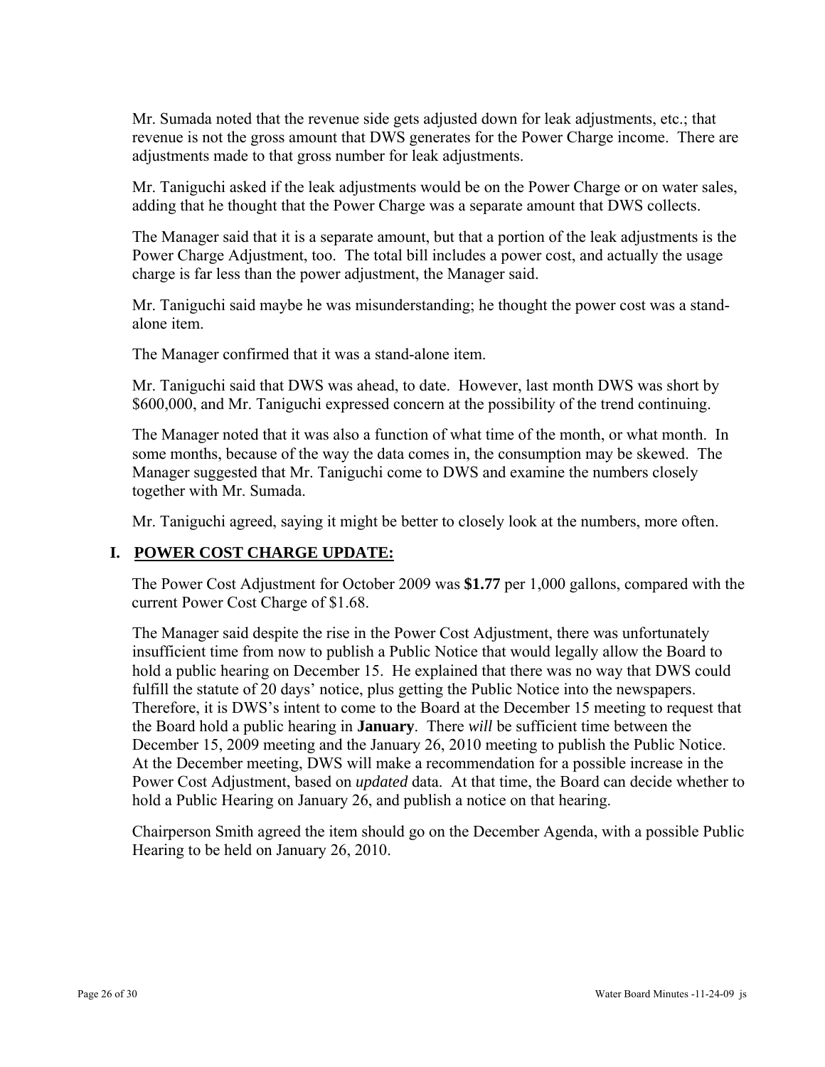Mr. Sumada noted that the revenue side gets adjusted down for leak adjustments, etc.; that revenue is not the gross amount that DWS generates for the Power Charge income. There are adjustments made to that gross number for leak adjustments.

Mr. Taniguchi asked if the leak adjustments would be on the Power Charge or on water sales, adding that he thought that the Power Charge was a separate amount that DWS collects.

The Manager said that it is a separate amount, but that a portion of the leak adjustments is the Power Charge Adjustment, too. The total bill includes a power cost, and actually the usage charge is far less than the power adjustment, the Manager said.

Mr. Taniguchi said maybe he was misunderstanding; he thought the power cost was a stand-alone item.

The Manager confirmed that it was a stand-alone item.

Mr. Taniguchi said that DWS was ahead, to date. However, last month DWS was short by $600,000, and Mr. Taniguchi expressed concern at the possibility of the trend continuing.

The Manager noted that it was also a function of what time of the month, or what month. In some months, because of the way the data comes in, the consumption may be skewed. The Manager suggested that Mr. Taniguchi come to DWS and examine the numbers closely together with Mr. Sumada.

Mr. Taniguchi agreed, saying it might be better to closely look at the numbers, more often.

## I. POWER COST CHARGE UPDATE:

The Power Cost Adjustment for October 2009 was **$1.77** per 1,000 gallons, compared with the current Power Cost Charge of $1.68.

The Manager said despite the rise in the Power Cost Adjustment, there was unfortunately insufficient time from now to publish a Public Notice that would legally allow the Board to hold a public hearing on December 15. He explained that there was no way that DWS could fulfill the statute of 20 days' notice, plus getting the Public Notice into the newspapers. Therefore, it is DWS's intent to come to the Board at the December 15 meeting to request that the Board hold a public hearing in **January**. There *will* be sufficient time between the December 15, 2009 meeting and the January 26, 2010 meeting to publish the Public Notice. At the December meeting, DWS will make a recommendation for a possible increase in the Power Cost Adjustment, based on *updated* data. At that time, the Board can decide whether to hold a Public Hearing on January 26, and publish a notice on that hearing.

Chairperson Smith agreed the item should go on the December Agenda, with a possible Public Hearing to be held on January 26, 2010.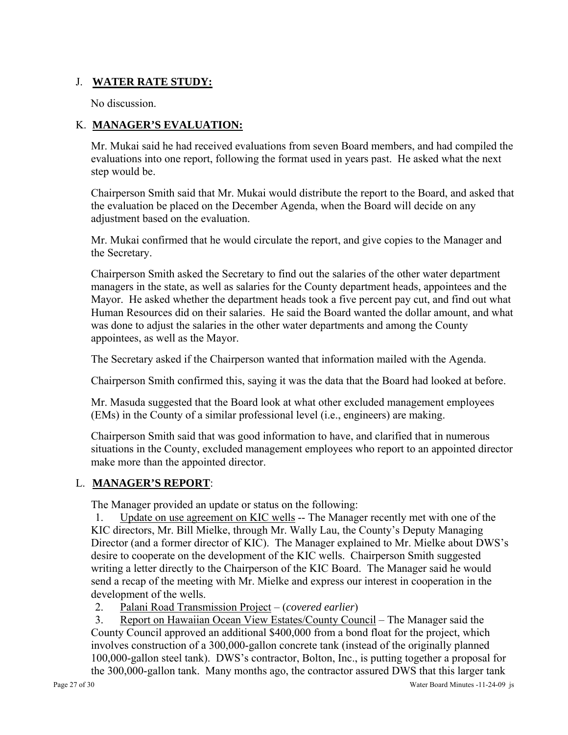## J. **WATER RATE STUDY:**

No discussion.

## K. **MANAGER'S EVALUATION:**

Mr. Mukai said he had received evaluations from seven Board members, and had compiled the evaluations into one report, following the format used in years past. He asked what the next step would be.

Chairperson Smith said that Mr. Mukai would distribute the report to the Board, and asked that the evaluation be placed on the December Agenda, when the Board will decide on any adjustment based on the evaluation.

Mr. Mukai confirmed that he would circulate the report, and give copies to the Manager and the Secretary.

Chairperson Smith asked the Secretary to find out the salaries of the other water department managers in the state, as well as salaries for the County department heads, appointees and the Mayor. He asked whether the department heads took a five percent pay cut, and find out what Human Resources did on their salaries. He said the Board wanted the dollar amount, and what was done to adjust the salaries in the other water departments and among the County appointees, as well as the Mayor.

The Secretary asked if the Chairperson wanted that information mailed with the Agenda.

Chairperson Smith confirmed this, saying it was the data that the Board had looked at before.

Mr. Masuda suggested that the Board look at what other excluded management employees (EMs) in the County of a similar professional level (i.e., engineers) are making.

Chairperson Smith said that was good information to have, and clarified that in numerous situations in the County, excluded management employees who report to an appointed director make more than the appointed director.

## L. **MANAGER'S REPORT**:

The Manager provided an update or status on the following:

1. Update on use agreement on KIC wells -- The Manager recently met with one of the KIC directors, Mr. Bill Mielke, through Mr. Wally Lau, the County's Deputy Managing Director (and a former director of KIC). The Manager explained to Mr. Mielke about DWS's desire to cooperate on the development of the KIC wells. Chairperson Smith suggested writing a letter directly to the Chairperson of the KIC Board. The Manager said he would send a recap of the meeting with Mr. Mielke and express our interest in cooperation in the development of the wells.
2. Palani Road Transmission Project – (*covered earlier*)
3. Report on Hawaiian Ocean View Estates/County Council – The Manager said the County Council approved an additional $400,000 from a bond float for the project, which involves construction of a 300,000-gallon concrete tank (instead of the originally planned 100,000-gallon steel tank). DWS's contractor, Bolton, Inc., is putting together a proposal for the 300,000-gallon tank. Many months ago, the contractor assured DWS that this larger tank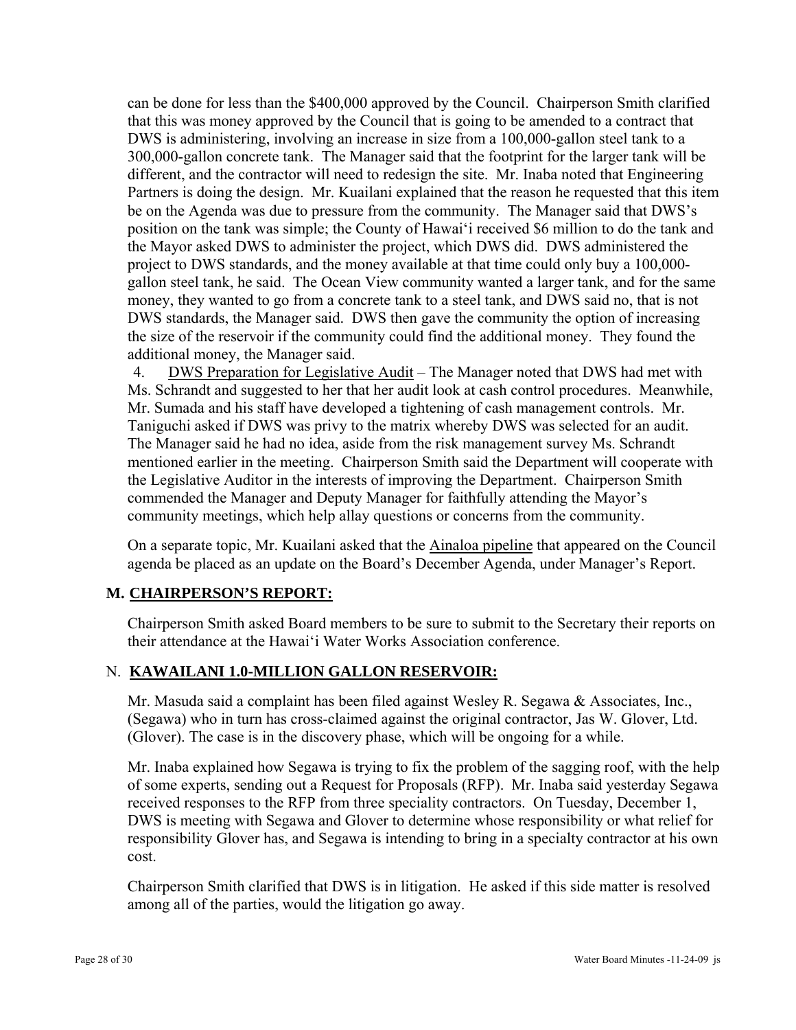can be done for less than the $400,000 approved by the Council. Chairperson Smith clarified that this was money approved by the Council that is going to be amended to a contract that DWS is administering, involving an increase in size from a 100,000-gallon steel tank to a 300,000-gallon concrete tank. The Manager said that the footprint for the larger tank will be different, and the contractor will need to redesign the site. Mr. Inaba noted that Engineering Partners is doing the design. Mr. Kuailani explained that the reason he requested that this item be on the Agenda was due to pressure from the community. The Manager said that DWS's position on the tank was simple; the County of Hawai'i received $6 million to do the tank and the Mayor asked DWS to administer the project, which DWS did. DWS administered the project to DWS standards, and the money available at that time could only buy a 100,000-gallon steel tank, he said. The Ocean View community wanted a larger tank, and for the same money, they wanted to go from a concrete tank to a steel tank, and DWS said no, that is not DWS standards, the Manager said. DWS then gave the community the option of increasing the size of the reservoir if the community could find the additional money. They found the additional money, the Manager said.

4. <u>DWS Preparation for Legislative Audit</u> – The Manager noted that DWS had met with Ms. Schrandt and suggested to her that her audit look at cash control procedures. Meanwhile, Mr. Sumada and his staff have developed a tightening of cash management controls. Mr. Taniguchi asked if DWS was privy to the matrix whereby DWS was selected for an audit. The Manager said he had no idea, aside from the risk management survey Ms. Schrandt mentioned earlier in the meeting. Chairperson Smith said the Department will cooperate with the Legislative Auditor in the interests of improving the Department. Chairperson Smith commended the Manager and Deputy Manager for faithfully attending the Mayor's community meetings, which help allay questions or concerns from the community.

On a separate topic, Mr. Kuailani asked that the <u>Ainaloa pipeline</u> that appeared on the Council agenda be placed as an update on the Board's December Agenda, under Manager's Report.

## M. CHAIRPERSON'S REPORT:

Chairperson Smith asked Board members to be sure to submit to the Secretary their reports on their attendance at the Hawai'i Water Works Association conference.

## N. KAWAILANI 1.0-MILLION GALLON RESERVOIR:

Mr. Masuda said a complaint has been filed against Wesley R. Segawa & Associates, Inc., (Segawa) who in turn has cross-claimed against the original contractor, Jas W. Glover, Ltd. (Glover). The case is in the discovery phase, which will be ongoing for a while.

Mr. Inaba explained how Segawa is trying to fix the problem of the sagging roof, with the help of some experts, sending out a Request for Proposals (RFP). Mr. Inaba said yesterday Segawa received responses to the RFP from three speciality contractors. On Tuesday, December 1, DWS is meeting with Segawa and Glover to determine whose responsibility or what relief for responsibility Glover has, and Segawa is intending to bring in a specialty contractor at his own cost.

Chairperson Smith clarified that DWS is in litigation. He asked if this side matter is resolved among all of the parties, would the litigation go away.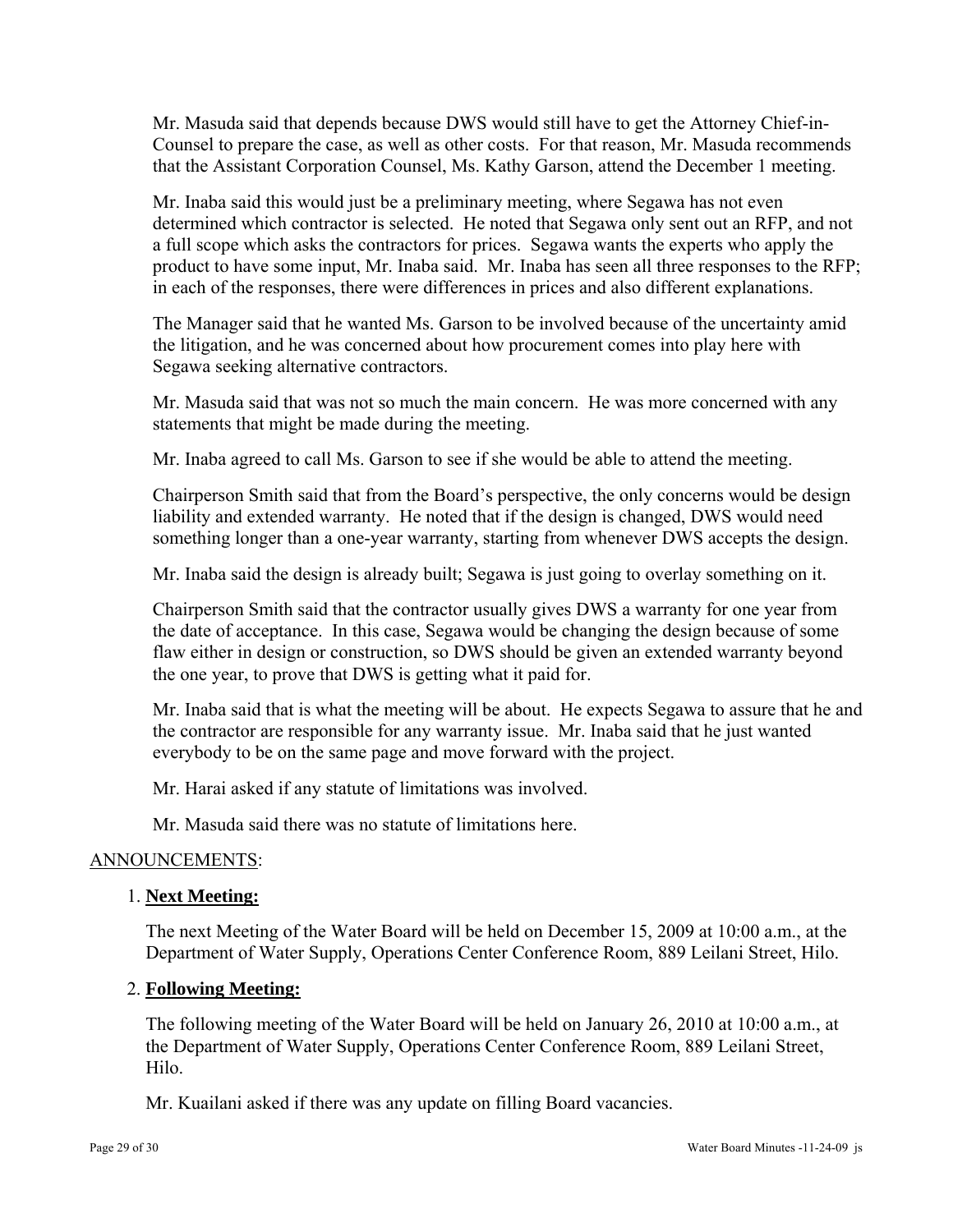Mr. Masuda said that depends because DWS would still have to get the Attorney Chief-in-Counsel to prepare the case, as well as other costs. For that reason, Mr. Masuda recommends that the Assistant Corporation Counsel, Ms. Kathy Garson, attend the December 1 meeting.

Mr. Inaba said this would just be a preliminary meeting, where Segawa has not even determined which contractor is selected. He noted that Segawa only sent out an RFP, and not a full scope which asks the contractors for prices. Segawa wants the experts who apply the product to have some input, Mr. Inaba said. Mr. Inaba has seen all three responses to the RFP; in each of the responses, there were differences in prices and also different explanations.

The Manager said that he wanted Ms. Garson to be involved because of the uncertainty amid the litigation, and he was concerned about how procurement comes into play here with Segawa seeking alternative contractors.

Mr. Masuda said that was not so much the main concern. He was more concerned with any statements that might be made during the meeting.

Mr. Inaba agreed to call Ms. Garson to see if she would be able to attend the meeting.

Chairperson Smith said that from the Board's perspective, the only concerns would be design liability and extended warranty. He noted that if the design is changed, DWS would need something longer than a one-year warranty, starting from whenever DWS accepts the design.

Mr. Inaba said the design is already built; Segawa is just going to overlay something on it.

Chairperson Smith said that the contractor usually gives DWS a warranty for one year from the date of acceptance. In this case, Segawa would be changing the design because of some flaw either in design or construction, so DWS should be given an extended warranty beyond the one year, to prove that DWS is getting what it paid for.

Mr. Inaba said that is what the meeting will be about. He expects Segawa to assure that he and the contractor are responsible for any warranty issue. Mr. Inaba said that he just wanted everybody to be on the same page and move forward with the project.

Mr. Harai asked if any statute of limitations was involved.

Mr. Masuda said there was no statute of limitations here.

ANNOUNCEMENTS:

1. **Next Meeting:**

   The next Meeting of the Water Board will be held on December 15, 2009 at 10:00 a.m., at the Department of Water Supply, Operations Center Conference Room, 889 Leilani Street, Hilo.

2. **Following Meeting:**

   The following meeting of the Water Board will be held on January 26, 2010 at 10:00 a.m., at the Department of Water Supply, Operations Center Conference Room, 889 Leilani Street, Hilo.

   Mr. Kuailani asked if there was any update on filling Board vacancies.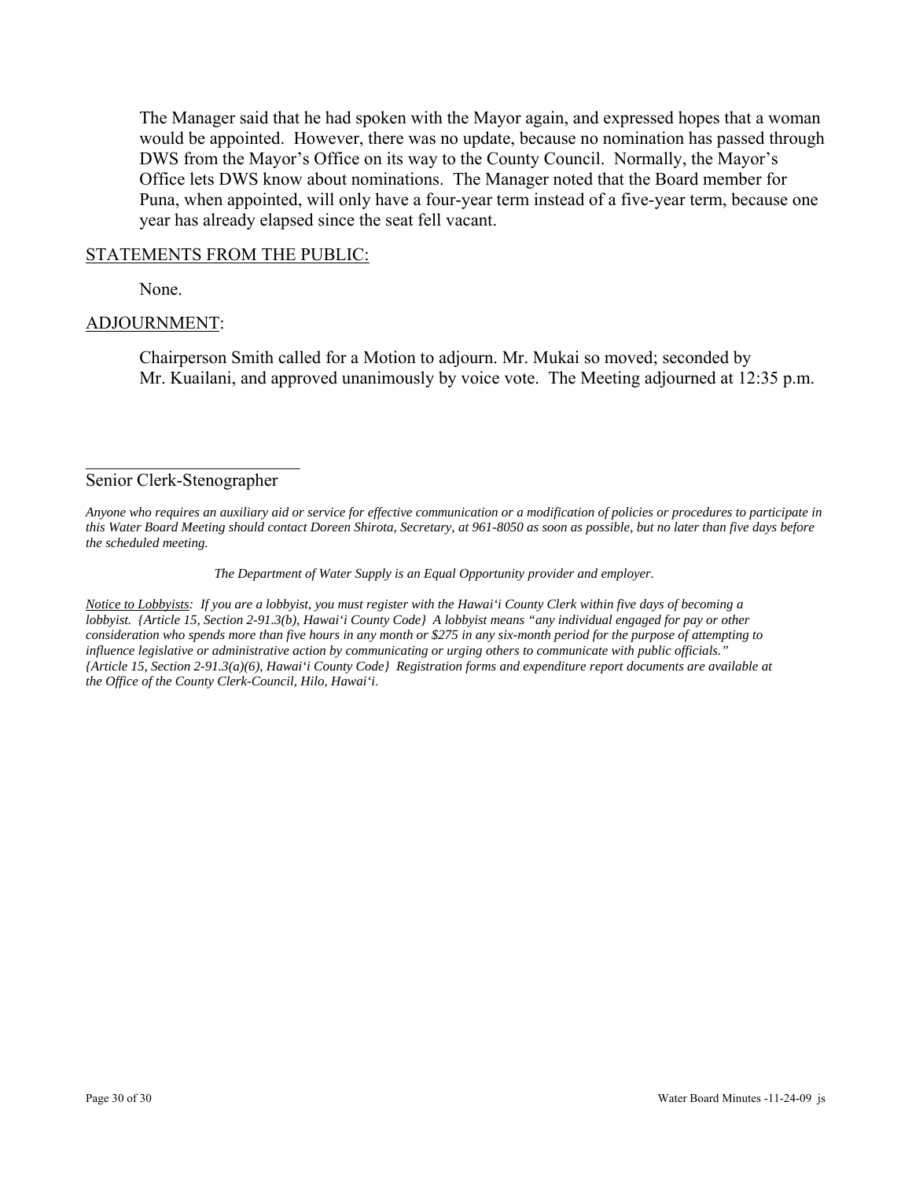The Manager said that he had spoken with the Mayor again, and expressed hopes that a woman would be appointed. However, there was no update, because no nomination has passed through DWS from the Mayor's Office on its way to the County Council. Normally, the Mayor's Office lets DWS know about nominations. The Manager noted that the Board member for Puna, when appointed, will only have a four-year term instead of a five-year term, because one year has already elapsed since the seat fell vacant.

STATEMENTS FROM THE PUBLIC:

None.

ADJOURNMENT:

Chairperson Smith called for a Motion to adjourn. Mr. Mukai so moved; seconded by Mr. Kuailani, and approved unanimously by voice vote. The Meeting adjourned at 12:35 p.m.

\_\_\_\_\_\_\_\_\_\_\_\_\_\_\_\_\_\_\_\_\_\_\_\_\_\_

Senior Clerk-Stenographer

*Anyone who requires an auxiliary aid or service for effective communication or a modification of policies or procedures to participate in this Water Board Meeting should contact Doreen Shirota, Secretary, at 961-8050 as soon as possible, but no later than five days before the scheduled meeting.*

*The Department of Water Supply is an Equal Opportunity provider and employer.*

*Notice to Lobbyists: If you are a lobbyist, you must register with the Hawai'i County Clerk within five days of becoming a lobbyist. {Article 15, Section 2-91.3(b), Hawai'i County Code} A lobbyist means "any individual engaged for pay or other consideration who spends more than five hours in any month or $275 in any six-month period for the purpose of attempting to influence legislative or administrative action by communicating or urging others to communicate with public officials." {Article 15, Section 2-91.3(a)(6), Hawai'i County Code} Registration forms and expenditure report documents are available at the Office of the County Clerk-Council, Hilo, Hawai'i.*